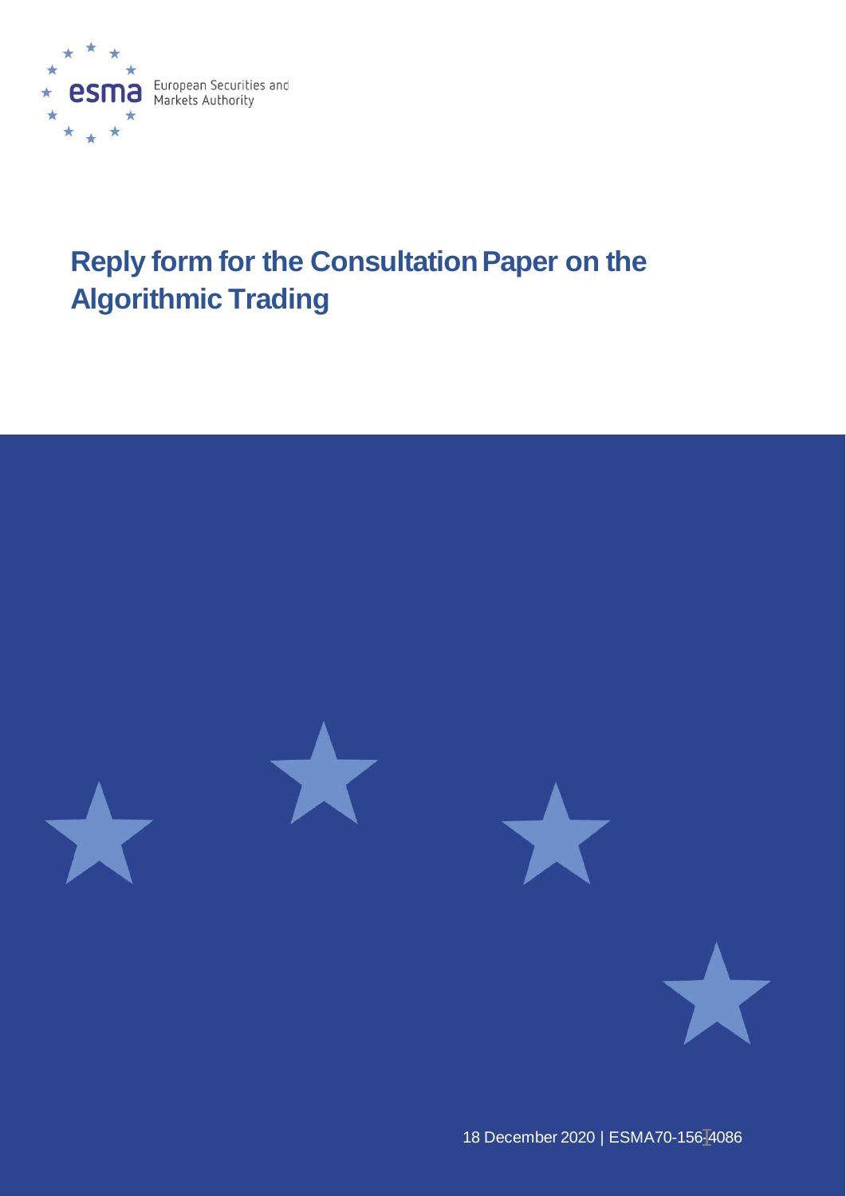European Securities and Markets Authority

# Reply form for the Consultation Paper on the Algorithmic Trading

18 December 2020 | ESMA70-156-4086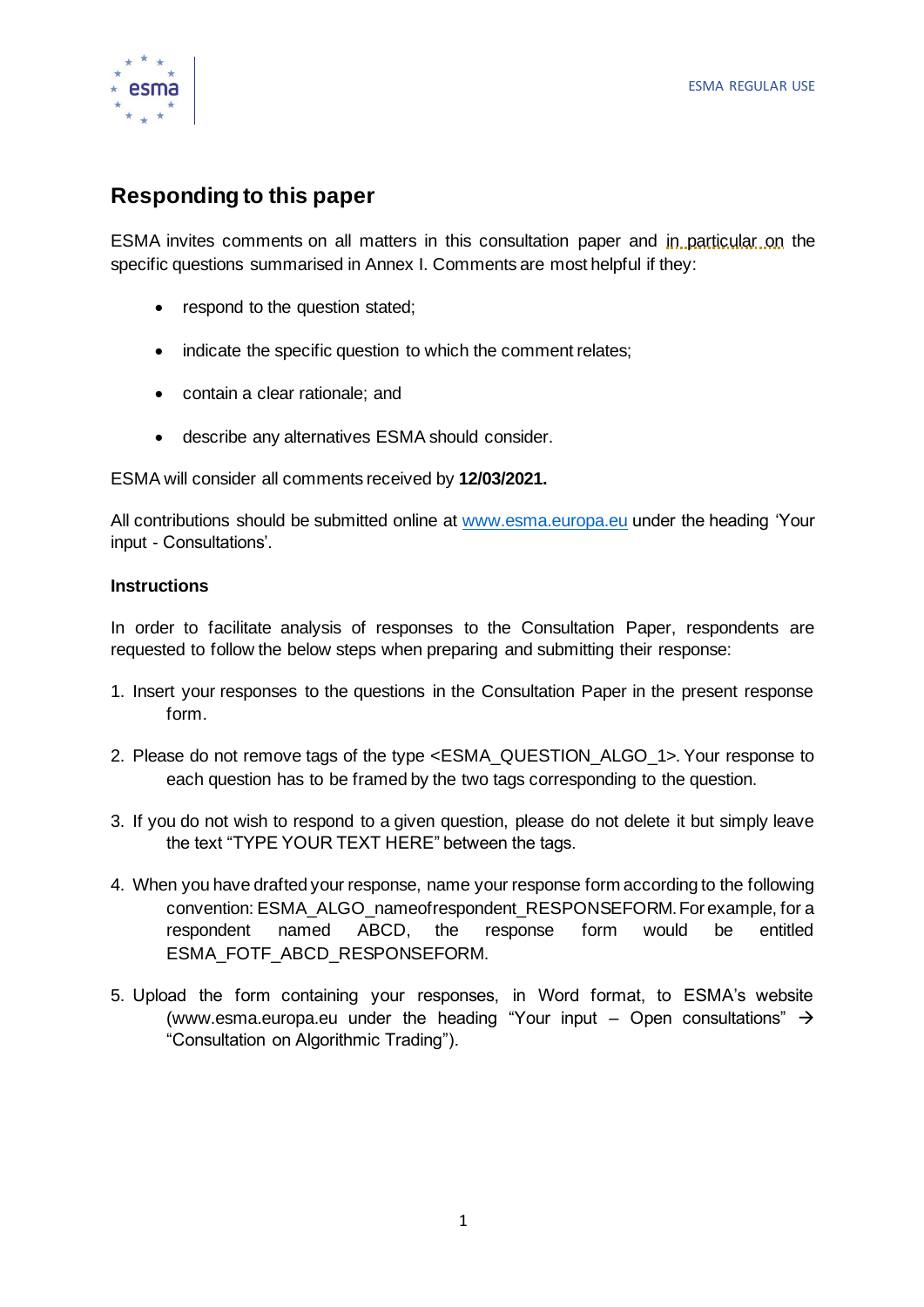## Responding to this paper

ESMA invites comments on all matters in this consultation paper and in particular on the specific questions summarised in Annex I. Comments are most helpful if they:

- respond to the question stated;
- indicate the specific question to which the comment relates;
- contain a clear rationale; and
- describe any alternatives ESMA should consider.

ESMA will consider all comments received by **12/03/2021.**

All contributions should be submitted online at www.esma.europa.eu under the heading 'Your input - Consultations'.

**Instructions**

In order to facilitate analysis of responses to the Consultation Paper, respondents are requested to follow the below steps when preparing and submitting their response:

1. Insert your responses to the questions in the Consultation Paper in the present response form.
2. Please do not remove tags of the type <ESMA_QUESTION_ALGO_1>. Your response to each question has to be framed by the two tags corresponding to the question.
3. If you do not wish to respond to a given question, please do not delete it but simply leave the text "TYPE YOUR TEXT HERE" between the tags.
4. When you have drafted your response, name your response form according to the following convention: ESMA_ALGO_nameofrespondent_RESPONSEFORM. For example, for a respondent named ABCD, the response form would be entitled ESMA_FOTF_ABCD_RESPONSEFORM.
5. Upload the form containing your responses, in Word format, to ESMA's website (www.esma.europa.eu under the heading "Your input – Open consultations" → "Consultation on Algorithmic Trading").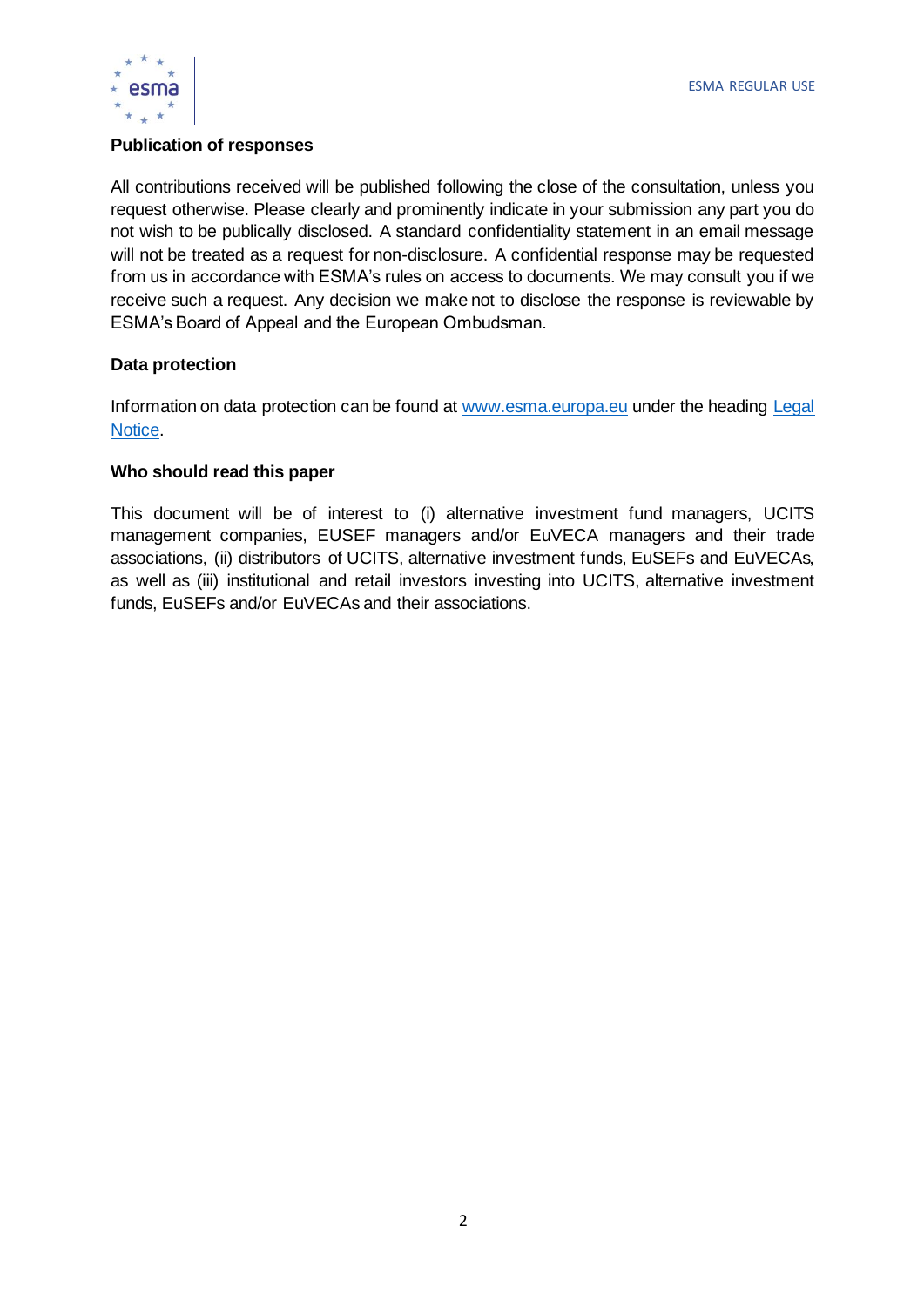**Publication of responses**

All contributions received will be published following the close of the consultation, unless you request otherwise. Please clearly and prominently indicate in your submission any part you do not wish to be publically disclosed. A standard confidentiality statement in an email message will not be treated as a request for non-disclosure. A confidential response may be requested from us in accordance with ESMA's rules on access to documents. We may consult you if we receive such a request. Any decision we make not to disclose the response is reviewable by ESMA's Board of Appeal and the European Ombudsman.

**Data protection**

Information on data protection can be found at [www.esma.europa.eu](http://www.esma.europa.eu) under the heading [Legal Notice](#).

**Who should read this paper**

This document will be of interest to (i) alternative investment fund managers, UCITS management companies, EUSEF managers and/or EuVECA managers and their trade associations, (ii) distributors of UCITS, alternative investment funds, EuSEFs and EuVECAs, as well as (iii) institutional and retail investors investing into UCITS, alternative investment funds, EuSEFs and/or EuVECAs and their associations.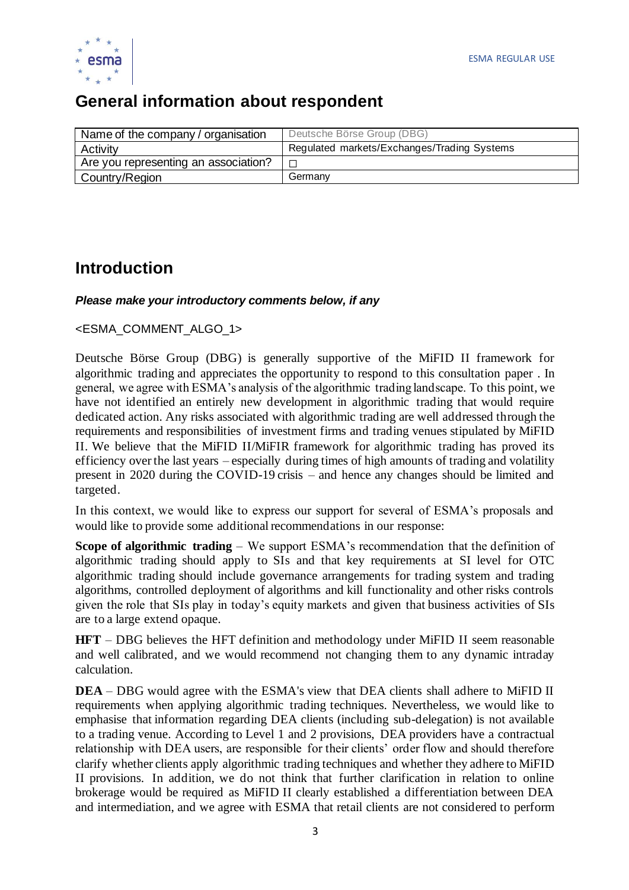## General information about respondent

| Name of the company / organisation | Deutsche Börse Group (DBG) |
| --- | --- |
| Activity | Regulated markets/Exchanges/Trading Systems |
| Are you representing an association? | ☐ |
| Country/Region | Germany |

## Introduction

***Please make your introductory comments below, if any***

<ESMA_COMMENT_ALGO_1>

Deutsche Börse Group (DBG) is generally supportive of the MiFID II framework for algorithmic trading and appreciates the opportunity to respond to this consultation paper . In general, we agree with ESMA's analysis of the algorithmic trading landscape. To this point, we have not identified an entirely new development in algorithmic trading that would require dedicated action. Any risks associated with algorithmic trading are well addressed through the requirements and responsibilities of investment firms and trading venues stipulated by MiFID II. We believe that the MiFID II/MiFIR framework for algorithmic trading has proved its efficiency over the last years – especially during times of high amounts of trading and volatility present in 2020 during the COVID-19 crisis – and hence any changes should be limited and targeted.

In this context, we would like to express our support for several of ESMA's proposals and would like to provide some additional recommendations in our response:

**Scope of algorithmic trading** – We support ESMA's recommendation that the definition of algorithmic trading should apply to SIs and that key requirements at SI level for OTC algorithmic trading should include governance arrangements for trading system and trading algorithms, controlled deployment of algorithms and kill functionality and other risks controls given the role that SIs play in today's equity markets and given that business activities of SIs are to a large extend opaque.

**HFT** – DBG believes the HFT definition and methodology under MiFID II seem reasonable and well calibrated, and we would recommend not changing them to any dynamic intraday calculation.

**DEA** – DBG would agree with the ESMA's view that DEA clients shall adhere to MiFID II requirements when applying algorithmic trading techniques. Nevertheless, we would like to emphasise that information regarding DEA clients (including sub-delegation) is not available to a trading venue. According to Level 1 and 2 provisions, DEA providers have a contractual relationship with DEA users, are responsible for their clients' order flow and should therefore clarify whether clients apply algorithmic trading techniques and whether they adhere to MiFID II provisions. In addition, we do not think that further clarification in relation to online brokerage would be required as MiFID II clearly established a differentiation between DEA and intermediation, and we agree with ESMA that retail clients are not considered to perform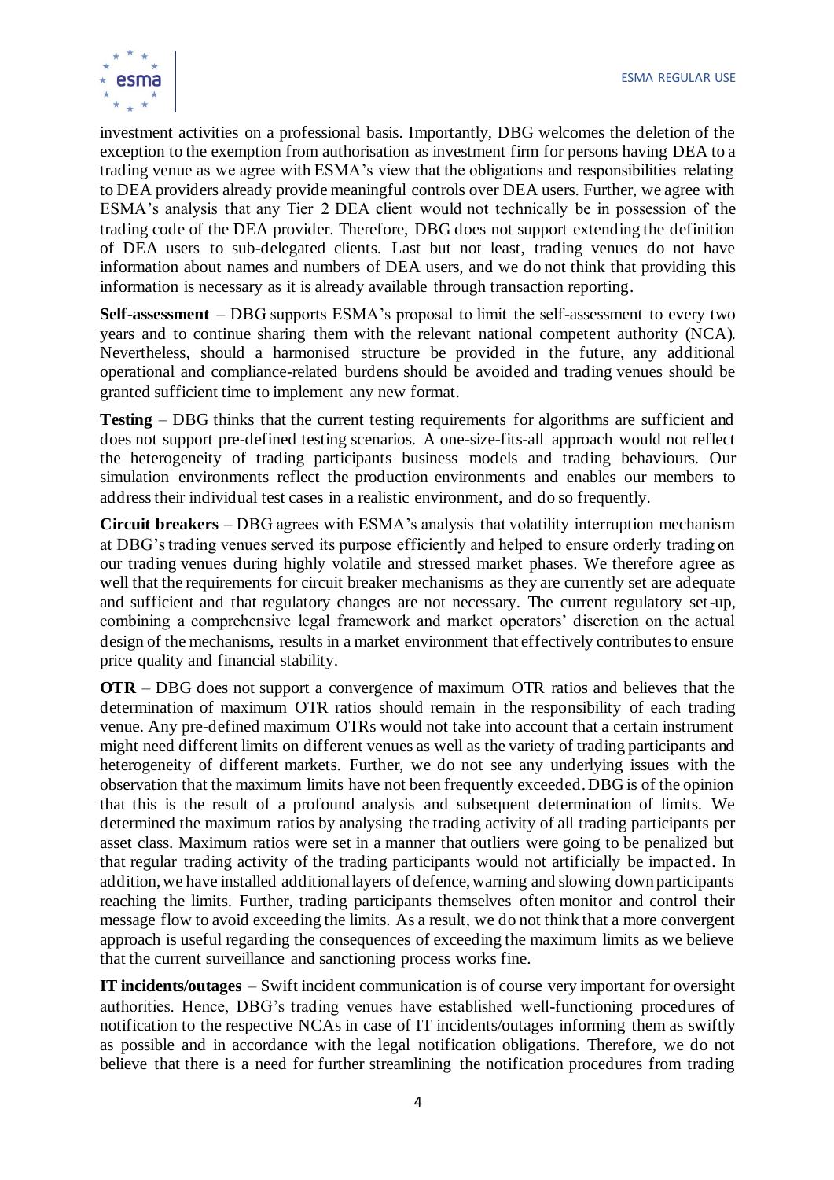investment activities on a professional basis. Importantly, DBG welcomes the deletion of the exception to the exemption from authorisation as investment firm for persons having DEA to a trading venue as we agree with ESMA's view that the obligations and responsibilities relating to DEA providers already provide meaningful controls over DEA users. Further, we agree with ESMA's analysis that any Tier 2 DEA client would not technically be in possession of the trading code of the DEA provider. Therefore, DBG does not support extending the definition of DEA users to sub-delegated clients. Last but not least, trading venues do not have information about names and numbers of DEA users, and we do not think that providing this information is necessary as it is already available through transaction reporting.

**Self-assessment** – DBG supports ESMA's proposal to limit the self-assessment to every two years and to continue sharing them with the relevant national competent authority (NCA). Nevertheless, should a harmonised structure be provided in the future, any additional operational and compliance-related burdens should be avoided and trading venues should be granted sufficient time to implement any new format.

**Testing** – DBG thinks that the current testing requirements for algorithms are sufficient and does not support pre-defined testing scenarios. A one-size-fits-all approach would not reflect the heterogeneity of trading participants business models and trading behaviours. Our simulation environments reflect the production environments and enables our members to address their individual test cases in a realistic environment, and do so frequently.

**Circuit breakers** – DBG agrees with ESMA's analysis that volatility interruption mechanism at DBG's trading venues served its purpose efficiently and helped to ensure orderly trading on our trading venues during highly volatile and stressed market phases. We therefore agree as well that the requirements for circuit breaker mechanisms as they are currently set are adequate and sufficient and that regulatory changes are not necessary. The current regulatory set-up, combining a comprehensive legal framework and market operators' discretion on the actual design of the mechanisms, results in a market environment that effectively contributes to ensure price quality and financial stability.

**OTR** – DBG does not support a convergence of maximum OTR ratios and believes that the determination of maximum OTR ratios should remain in the responsibility of each trading venue. Any pre-defined maximum OTRs would not take into account that a certain instrument might need different limits on different venues as well as the variety of trading participants and heterogeneity of different markets. Further, we do not see any underlying issues with the observation that the maximum limits have not been frequently exceeded. DBG is of the opinion that this is the result of a profound analysis and subsequent determination of limits. We determined the maximum ratios by analysing the trading activity of all trading participants per asset class. Maximum ratios were set in a manner that outliers were going to be penalized but that regular trading activity of the trading participants would not artificially be impacted. In addition, we have installed additional layers of defence, warning and slowing down participants reaching the limits. Further, trading participants themselves often monitor and control their message flow to avoid exceeding the limits. As a result, we do not think that a more convergent approach is useful regarding the consequences of exceeding the maximum limits as we believe that the current surveillance and sanctioning process works fine.

**IT incidents/outages** – Swift incident communication is of course very important for oversight authorities. Hence, DBG's trading venues have established well-functioning procedures of notification to the respective NCAs in case of IT incidents/outages informing them as swiftly as possible and in accordance with the legal notification obligations. Therefore, we do not believe that there is a need for further streamlining the notification procedures from trading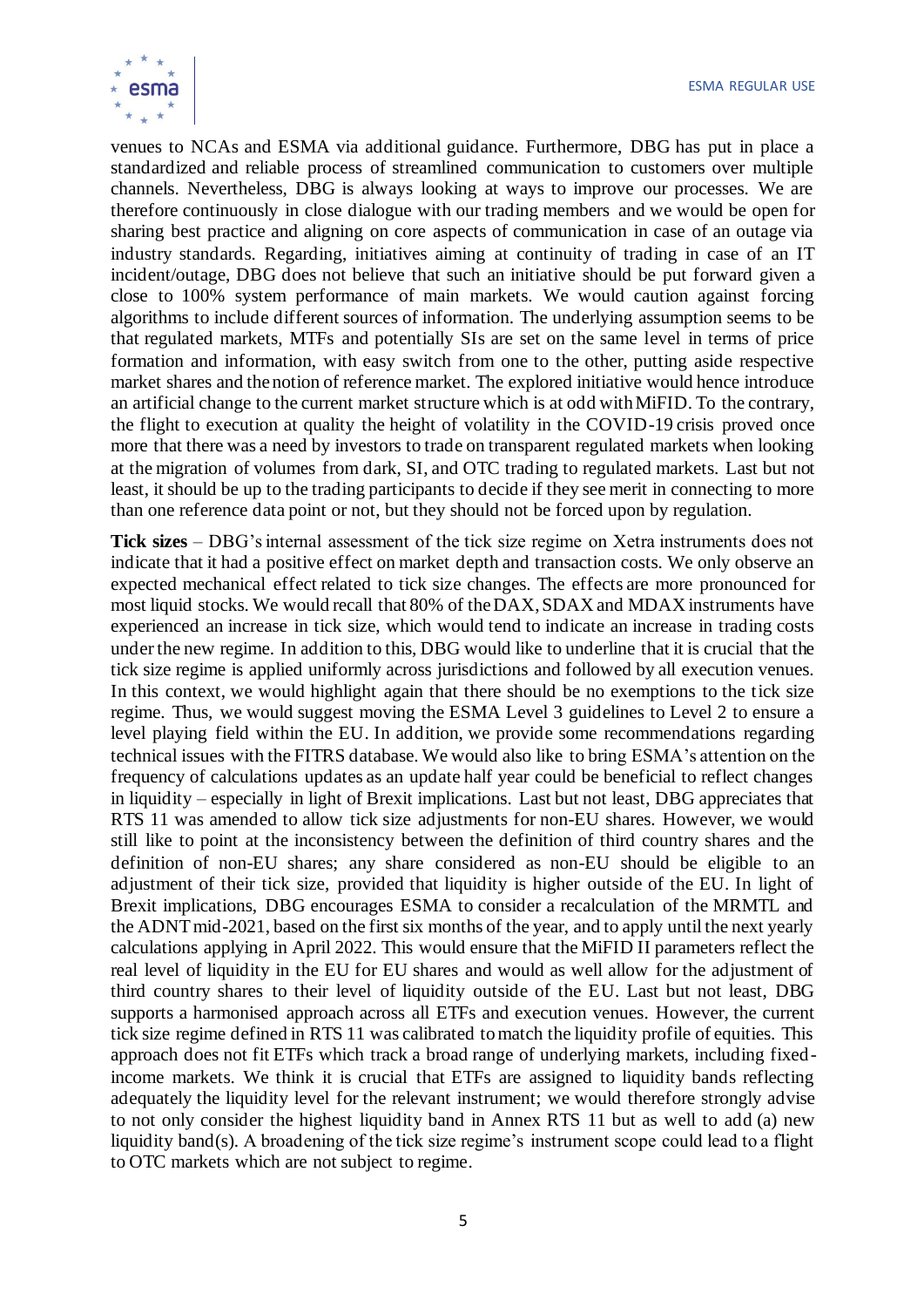venues to NCAs and ESMA via additional guidance. Furthermore, DBG has put in place a standardized and reliable process of streamlined communication to customers over multiple channels. Nevertheless, DBG is always looking at ways to improve our processes. We are therefore continuously in close dialogue with our trading members and we would be open for sharing best practice and aligning on core aspects of communication in case of an outage via industry standards. Regarding, initiatives aiming at continuity of trading in case of an IT incident/outage, DBG does not believe that such an initiative should be put forward given a close to 100% system performance of main markets. We would caution against forcing algorithms to include different sources of information. The underlying assumption seems to be that regulated markets, MTFs and potentially SIs are set on the same level in terms of price formation and information, with easy switch from one to the other, putting aside respective market shares and the notion of reference market. The explored initiative would hence introduce an artificial change to the current market structure which is at odd with MiFID. To the contrary, the flight to execution at quality the height of volatility in the COVID-19 crisis proved once more that there was a need by investors to trade on transparent regulated markets when looking at the migration of volumes from dark, SI, and OTC trading to regulated markets. Last but not least, it should be up to the trading participants to decide if they see merit in connecting to more than one reference data point or not, but they should not be forced upon by regulation.

**Tick sizes** – DBG's internal assessment of the tick size regime on Xetra instruments does not indicate that it had a positive effect on market depth and transaction costs. We only observe an expected mechanical effect related to tick size changes. The effects are more pronounced for most liquid stocks. We would recall that 80% of the DAX, SDAX and MDAX instruments have experienced an increase in tick size, which would tend to indicate an increase in trading costs under the new regime. In addition to this, DBG would like to underline that it is crucial that the tick size regime is applied uniformly across jurisdictions and followed by all execution venues. In this context, we would highlight again that there should be no exemptions to the tick size regime. Thus, we would suggest moving the ESMA Level 3 guidelines to Level 2 to ensure a level playing field within the EU. In addition, we provide some recommendations regarding technical issues with the FITRS database. We would also like to bring ESMA's attention on the frequency of calculations updates as an update half year could be beneficial to reflect changes in liquidity – especially in light of Brexit implications. Last but not least, DBG appreciates that RTS 11 was amended to allow tick size adjustments for non-EU shares. However, we would still like to point at the inconsistency between the definition of third country shares and the definition of non-EU shares; any share considered as non-EU should be eligible to an adjustment of their tick size, provided that liquidity is higher outside of the EU. In light of Brexit implications, DBG encourages ESMA to consider a recalculation of the MRMTL and the ADNT mid-2021, based on the first six months of the year, and to apply until the next yearly calculations applying in April 2022. This would ensure that the MiFID II parameters reflect the real level of liquidity in the EU for EU shares and would as well allow for the adjustment of third country shares to their level of liquidity outside of the EU. Last but not least, DBG supports a harmonised approach across all ETFs and execution venues. However, the current tick size regime defined in RTS 11 was calibrated to match the liquidity profile of equities. This approach does not fit ETFs which track a broad range of underlying markets, including fixed-income markets. We think it is crucial that ETFs are assigned to liquidity bands reflecting adequately the liquidity level for the relevant instrument; we would therefore strongly advise to not only consider the highest liquidity band in Annex RTS 11 but as well to add (a) new liquidity band(s). A broadening of the tick size regime's instrument scope could lead to a flight to OTC markets which are not subject to regime.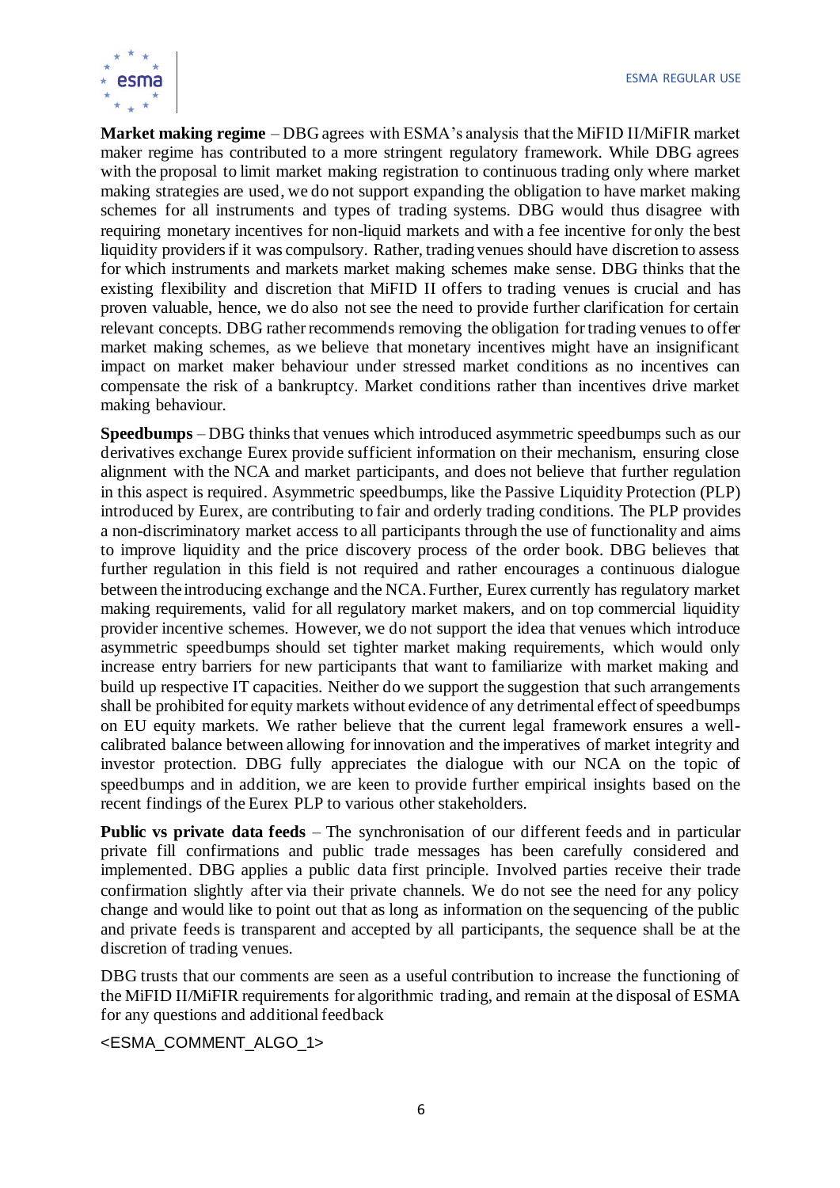**Market making regime** – DBG agrees with ESMA's analysis that the MiFID II/MiFIR market maker regime has contributed to a more stringent regulatory framework. While DBG agrees with the proposal to limit market making registration to continuous trading only where market making strategies are used, we do not support expanding the obligation to have market making schemes for all instruments and types of trading systems. DBG would thus disagree with requiring monetary incentives for non-liquid markets and with a fee incentive for only the best liquidity providers if it was compulsory. Rather, trading venues should have discretion to assess for which instruments and markets market making schemes make sense. DBG thinks that the existing flexibility and discretion that MiFID II offers to trading venues is crucial and has proven valuable, hence, we do also not see the need to provide further clarification for certain relevant concepts. DBG rather recommends removing the obligation for trading venues to offer market making schemes, as we believe that monetary incentives might have an insignificant impact on market maker behaviour under stressed market conditions as no incentives can compensate the risk of a bankruptcy. Market conditions rather than incentives drive market making behaviour.

**Speedbumps** – DBG thinks that venues which introduced asymmetric speedbumps such as our derivatives exchange Eurex provide sufficient information on their mechanism, ensuring close alignment with the NCA and market participants, and does not believe that further regulation in this aspect is required. Asymmetric speedbumps, like the Passive Liquidity Protection (PLP) introduced by Eurex, are contributing to fair and orderly trading conditions. The PLP provides a non-discriminatory market access to all participants through the use of functionality and aims to improve liquidity and the price discovery process of the order book. DBG believes that further regulation in this field is not required and rather encourages a continuous dialogue between the introducing exchange and the NCA. Further, Eurex currently has regulatory market making requirements, valid for all regulatory market makers, and on top commercial liquidity provider incentive schemes. However, we do not support the idea that venues which introduce asymmetric speedbumps should set tighter market making requirements, which would only increase entry barriers for new participants that want to familiarize with market making and build up respective IT capacities. Neither do we support the suggestion that such arrangements shall be prohibited for equity markets without evidence of any detrimental effect of speedbumps on EU equity markets. We rather believe that the current legal framework ensures a well-calibrated balance between allowing for innovation and the imperatives of market integrity and investor protection. DBG fully appreciates the dialogue with our NCA on the topic of speedbumps and in addition, we are keen to provide further empirical insights based on the recent findings of the Eurex PLP to various other stakeholders.

**Public vs private data feeds** – The synchronisation of our different feeds and in particular private fill confirmations and public trade messages has been carefully considered and implemented. DBG applies a public data first principle. Involved parties receive their trade confirmation slightly after via their private channels. We do not see the need for any policy change and would like to point out that as long as information on the sequencing of the public and private feeds is transparent and accepted by all participants, the sequence shall be at the discretion of trading venues.

DBG trusts that our comments are seen as a useful contribution to increase the functioning of the MiFID II/MiFIR requirements for algorithmic trading, and remain at the disposal of ESMA for any questions and additional feedback

<ESMA_COMMENT_ALGO_1>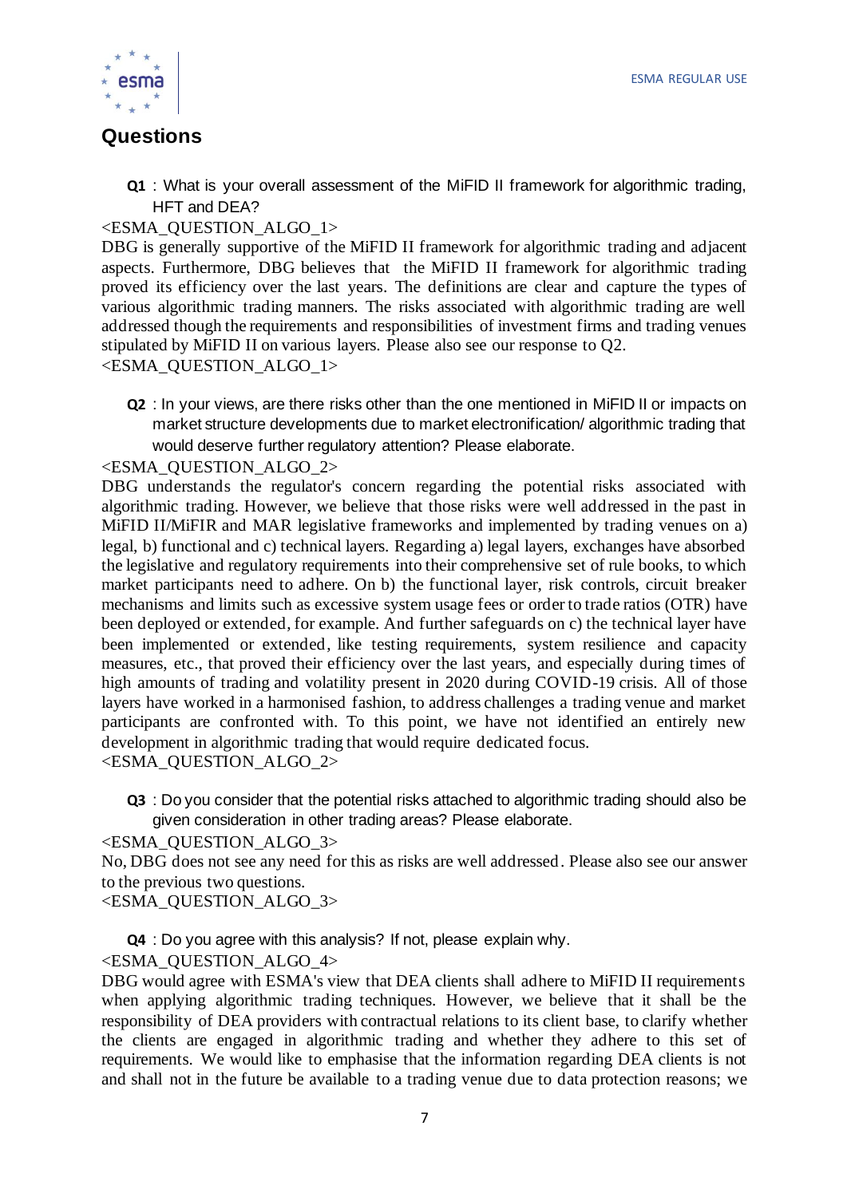## Questions

**Q1** : What is your overall assessment of the MiFID II framework for algorithmic trading, HFT and DEA?

<ESMA_QUESTION_ALGO_1>

DBG is generally supportive of the MiFID II framework for algorithmic trading and adjacent aspects. Furthermore, DBG believes that the MiFID II framework for algorithmic trading proved its efficiency over the last years. The definitions are clear and capture the types of various algorithmic trading manners. The risks associated with algorithmic trading are well addressed though the requirements and responsibilities of investment firms and trading venues stipulated by MiFID II on various layers. Please also see our response to Q2.

<ESMA_QUESTION_ALGO_1>

**Q2** : In your views, are there risks other than the one mentioned in MiFID II or impacts on market structure developments due to market electronification/ algorithmic trading that would deserve further regulatory attention? Please elaborate.

<ESMA_QUESTION_ALGO_2>

DBG understands the regulator's concern regarding the potential risks associated with algorithmic trading. However, we believe that those risks were well addressed in the past in MiFID II/MiFIR and MAR legislative frameworks and implemented by trading venues on a) legal, b) functional and c) technical layers. Regarding a) legal layers, exchanges have absorbed the legislative and regulatory requirements into their comprehensive set of rule books, to which market participants need to adhere. On b) the functional layer, risk controls, circuit breaker mechanisms and limits such as excessive system usage fees or order to trade ratios (OTR) have been deployed or extended, for example. And further safeguards on c) the technical layer have been implemented or extended, like testing requirements, system resilience and capacity measures, etc., that proved their efficiency over the last years, and especially during times of high amounts of trading and volatility present in 2020 during COVID-19 crisis. All of those layers have worked in a harmonised fashion, to address challenges a trading venue and market participants are confronted with. To this point, we have not identified an entirely new development in algorithmic trading that would require dedicated focus.

<ESMA_QUESTION_ALGO_2>

**Q3** : Do you consider that the potential risks attached to algorithmic trading should also be given consideration in other trading areas? Please elaborate.

<ESMA_QUESTION_ALGO_3>

No, DBG does not see any need for this as risks are well addressed. Please also see our answer to the previous two questions.

<ESMA_QUESTION_ALGO_3>

**Q4** : Do you agree with this analysis? If not, please explain why.

<ESMA_QUESTION_ALGO_4>

DBG would agree with ESMA's view that DEA clients shall adhere to MiFID II requirements when applying algorithmic trading techniques. However, we believe that it shall be the responsibility of DEA providers with contractual relations to its client base, to clarify whether the clients are engaged in algorithmic trading and whether they adhere to this set of requirements. We would like to emphasise that the information regarding DEA clients is not and shall not in the future be available to a trading venue due to data protection reasons; we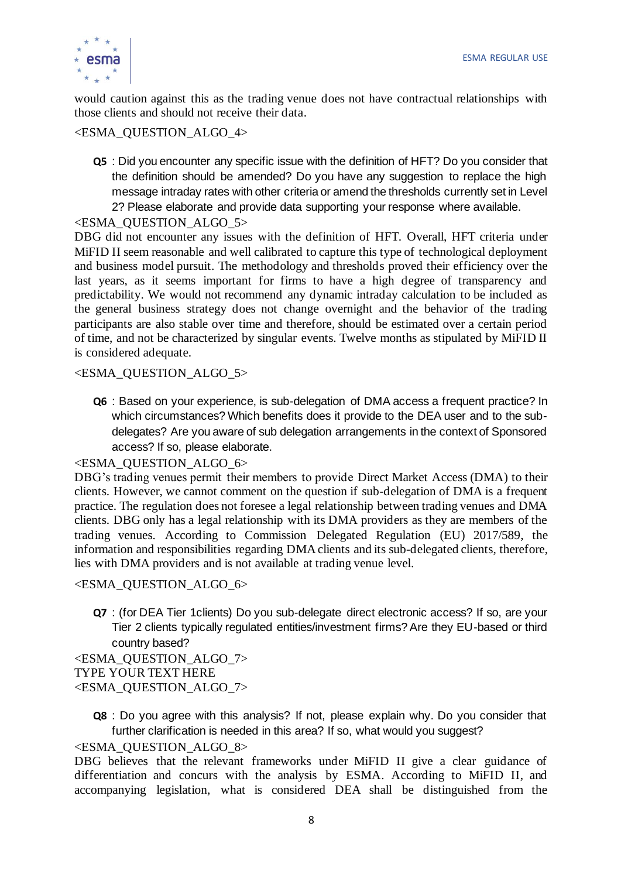would caution against this as the trading venue does not have contractual relationships with those clients and should not receive their data.

<ESMA_QUESTION_ALGO_4>

**Q5** : Did you encounter any specific issue with the definition of HFT? Do you consider that the definition should be amended? Do you have any suggestion to replace the high message intraday rates with other criteria or amend the thresholds currently set in Level 2? Please elaborate and provide data supporting your response where available.

<ESMA_QUESTION_ALGO_5>

DBG did not encounter any issues with the definition of HFT. Overall, HFT criteria under MiFID II seem reasonable and well calibrated to capture this type of technological deployment and business model pursuit. The methodology and thresholds proved their efficiency over the last years, as it seems important for firms to have a high degree of transparency and predictability. We would not recommend any dynamic intraday calculation to be included as the general business strategy does not change overnight and the behavior of the trading participants are also stable over time and therefore, should be estimated over a certain period of time, and not be characterized by singular events. Twelve months as stipulated by MiFID II is considered adequate.

<ESMA_QUESTION_ALGO_5>

**Q6** : Based on your experience, is sub-delegation of DMA access a frequent practice? In which circumstances? Which benefits does it provide to the DEA user and to the sub-delegates? Are you aware of sub delegation arrangements in the context of Sponsored access? If so, please elaborate.

<ESMA_QUESTION_ALGO_6>

DBG's trading venues permit their members to provide Direct Market Access (DMA) to their clients. However, we cannot comment on the question if sub-delegation of DMA is a frequent practice. The regulation does not foresee a legal relationship between trading venues and DMA clients. DBG only has a legal relationship with its DMA providers as they are members of the trading venues. According to Commission Delegated Regulation (EU) 2017/589, the information and responsibilities regarding DMA clients and its sub-delegated clients, therefore, lies with DMA providers and is not available at trading venue level.

<ESMA_QUESTION_ALGO_6>

**Q7** : (for DEA Tier 1clients) Do you sub-delegate direct electronic access? If so, are your Tier 2 clients typically regulated entities/investment firms? Are they EU-based or third country based?

<ESMA_QUESTION_ALGO_7>

TYPE YOUR TEXT HERE

<ESMA_QUESTION_ALGO_7>

**Q8** : Do you agree with this analysis? If not, please explain why. Do you consider that further clarification is needed in this area? If so, what would you suggest?

<ESMA_QUESTION_ALGO_8>

DBG believes that the relevant frameworks under MiFID II give a clear guidance of differentiation and concurs with the analysis by ESMA. According to MiFID II, and accompanying legislation, what is considered DEA shall be distinguished from the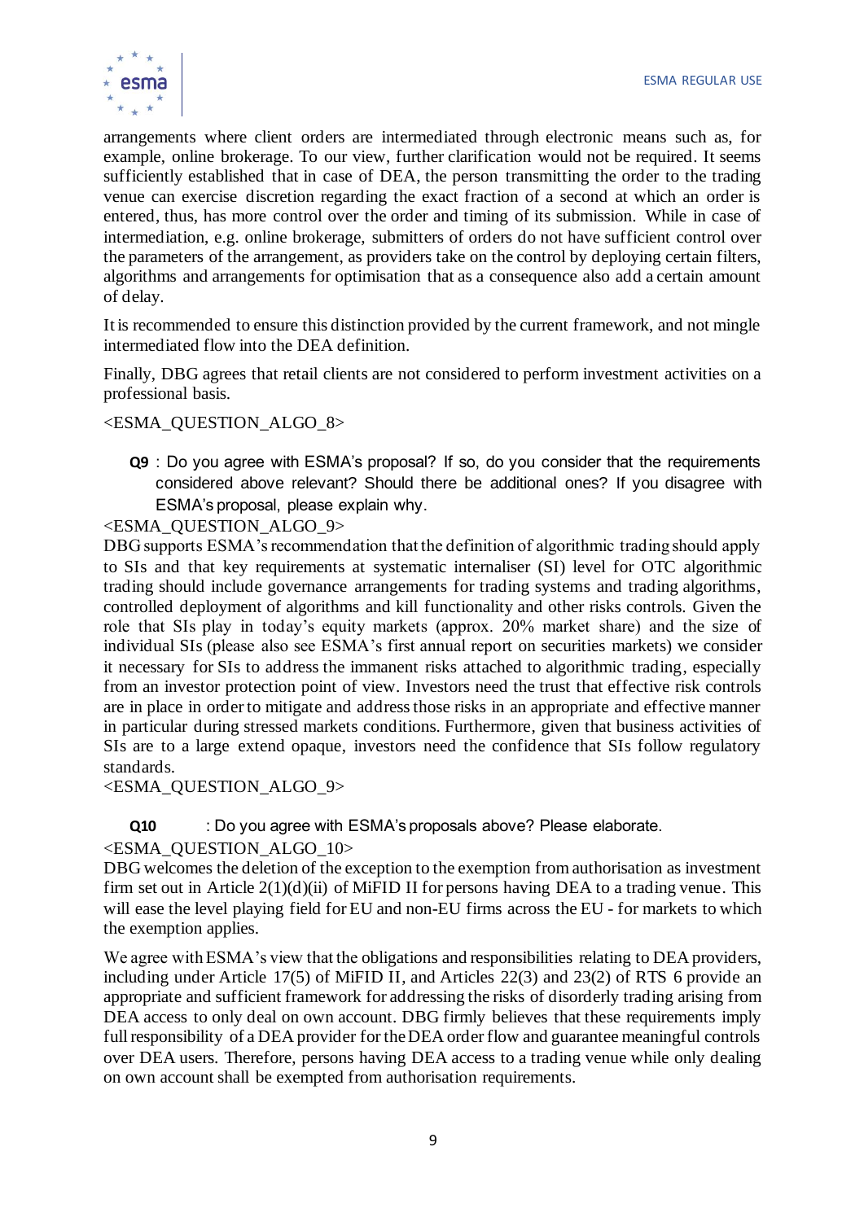arrangements where client orders are intermediated through electronic means such as, for example, online brokerage. To our view, further clarification would not be required. It seems sufficiently established that in case of DEA, the person transmitting the order to the trading venue can exercise discretion regarding the exact fraction of a second at which an order is entered, thus, has more control over the order and timing of its submission. While in case of intermediation, e.g. online brokerage, submitters of orders do not have sufficient control over the parameters of the arrangement, as providers take on the control by deploying certain filters, algorithms and arrangements for optimisation that as a consequence also add a certain amount of delay.

It is recommended to ensure this distinction provided by the current framework, and not mingle intermediated flow into the DEA definition.

Finally, DBG agrees that retail clients are not considered to perform investment activities on a professional basis.

<ESMA_QUESTION_ALGO_8>

**Q9** : Do you agree with ESMA's proposal? If so, do you consider that the requirements considered above relevant? Should there be additional ones? If you disagree with ESMA's proposal, please explain why.

<ESMA_QUESTION_ALGO_9>

DBG supports ESMA's recommendation that the definition of algorithmic trading should apply to SIs and that key requirements at systematic internaliser (SI) level for OTC algorithmic trading should include governance arrangements for trading systems and trading algorithms, controlled deployment of algorithms and kill functionality and other risks controls. Given the role that SIs play in today's equity markets (approx. 20% market share) and the size of individual SIs (please also see ESMA's first annual report on securities markets) we consider it necessary for SIs to address the immanent risks attached to algorithmic trading, especially from an investor protection point of view. Investors need the trust that effective risk controls are in place in order to mitigate and address those risks in an appropriate and effective manner in particular during stressed markets conditions. Furthermore, given that business activities of SIs are to a large extend opaque, investors need the confidence that SIs follow regulatory standards.

<ESMA_QUESTION_ALGO_9>

**Q10** : Do you agree with ESMA's proposals above? Please elaborate.

<ESMA_QUESTION_ALGO_10>

DBG welcomes the deletion of the exception to the exemption from authorisation as investment firm set out in Article 2(1)(d)(ii) of MiFID II for persons having DEA to a trading venue. This will ease the level playing field for EU and non-EU firms across the EU - for markets to which the exemption applies.

We agree with ESMA's view that the obligations and responsibilities relating to DEA providers, including under Article 17(5) of MiFID II, and Articles 22(3) and 23(2) of RTS 6 provide an appropriate and sufficient framework for addressing the risks of disorderly trading arising from DEA access to only deal on own account. DBG firmly believes that these requirements imply full responsibility of a DEA provider for the DEA order flow and guarantee meaningful controls over DEA users. Therefore, persons having DEA access to a trading venue while only dealing on own account shall be exempted from authorisation requirements.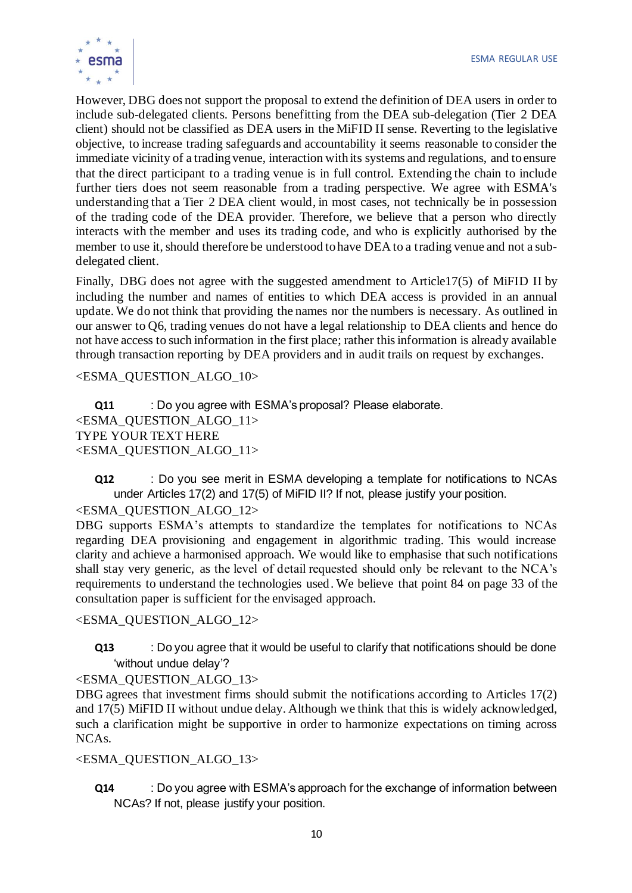However, DBG does not support the proposal to extend the definition of DEA users in order to include sub-delegated clients. Persons benefitting from the DEA sub-delegation (Tier 2 DEA client) should not be classified as DEA users in the MiFID II sense. Reverting to the legislative objective, to increase trading safeguards and accountability it seems reasonable to consider the immediate vicinity of a trading venue, interaction with its systems and regulations, and to ensure that the direct participant to a trading venue is in full control. Extending the chain to include further tiers does not seem reasonable from a trading perspective. We agree with ESMA's understanding that a Tier 2 DEA client would, in most cases, not technically be in possession of the trading code of the DEA provider. Therefore, we believe that a person who directly interacts with the member and uses its trading code, and who is explicitly authorised by the member to use it, should therefore be understood to have DEA to a trading venue and not a sub-delegated client.

Finally, DBG does not agree with the suggested amendment to Article17(5) of MiFID II by including the number and names of entities to which DEA access is provided in an annual update. We do not think that providing the names nor the numbers is necessary. As outlined in our answer to Q6, trading venues do not have a legal relationship to DEA clients and hence do not have access to such information in the first place; rather this information is already available through transaction reporting by DEA providers and in audit trails on request by exchanges.

<ESMA_QUESTION_ALGO_10>

**Q11** : Do you agree with ESMA's proposal? Please elaborate.

<ESMA_QUESTION_ALGO_11>
TYPE YOUR TEXT HERE
<ESMA_QUESTION_ALGO_11>

**Q12** : Do you see merit in ESMA developing a template for notifications to NCAs under Articles 17(2) and 17(5) of MiFID II? If not, please justify your position.

<ESMA_QUESTION_ALGO_12>
DBG supports ESMA's attempts to standardize the templates for notifications to NCAs regarding DEA provisioning and engagement in algorithmic trading. This would increase clarity and achieve a harmonised approach. We would like to emphasise that such notifications shall stay very generic, as the level of detail requested should only be relevant to the NCA's requirements to understand the technologies used. We believe that point 84 on page 33 of the consultation paper is sufficient for the envisaged approach.

<ESMA_QUESTION_ALGO_12>

**Q13** : Do you agree that it would be useful to clarify that notifications should be done 'without undue delay'?

<ESMA_QUESTION_ALGO_13>
DBG agrees that investment firms should submit the notifications according to Articles 17(2) and 17(5) MiFID II without undue delay. Although we think that this is widely acknowledged, such a clarification might be supportive in order to harmonize expectations on timing across NCAs.

<ESMA_QUESTION_ALGO_13>

**Q14** : Do you agree with ESMA's approach for the exchange of information between NCAs? If not, please justify your position.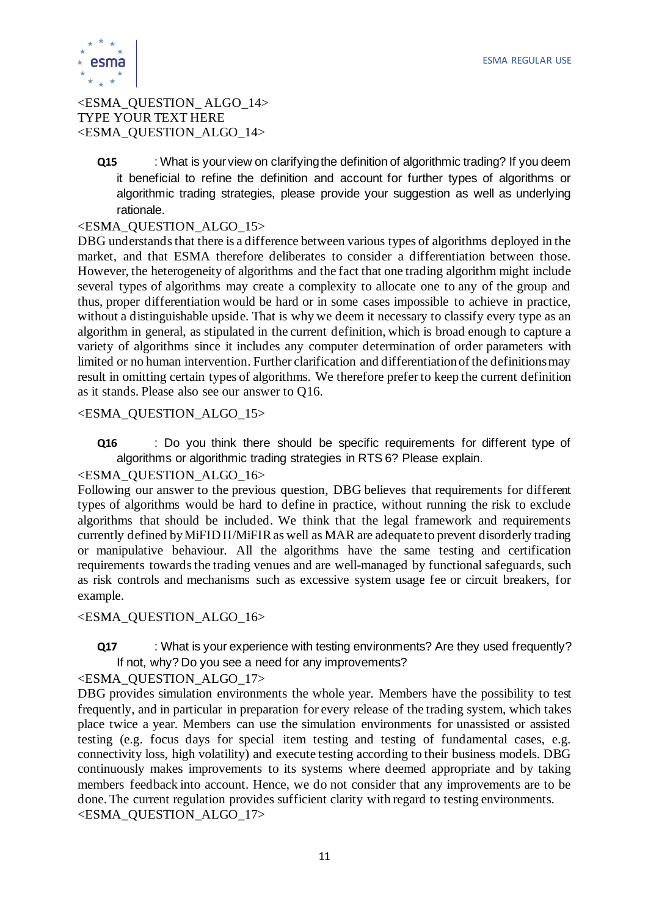<ESMA_QUESTION_ ALGO_14>
TYPE YOUR TEXT HERE
<ESMA_QUESTION_ALGO_14>

**Q15** : What is your view on clarifying the definition of algorithmic trading? If you deem it beneficial to refine the definition and account for further types of algorithms or algorithmic trading strategies, please provide your suggestion as well as underlying rationale.

<ESMA_QUESTION_ALGO_15>
DBG understands that there is a difference between various types of algorithms deployed in the market, and that ESMA therefore deliberates to consider a differentiation between those. However, the heterogeneity of algorithms and the fact that one trading algorithm might include several types of algorithms may create a complexity to allocate one to any of the group and thus, proper differentiation would be hard or in some cases impossible to achieve in practice, without a distinguishable upside. That is why we deem it necessary to classify every type as an algorithm in general, as stipulated in the current definition, which is broad enough to capture a variety of algorithms since it includes any computer determination of order parameters with limited or no human intervention. Further clarification and differentiation of the definitions may result in omitting certain types of algorithms. We therefore prefer to keep the current definition as it stands. Please also see our answer to Q16.

<ESMA_QUESTION_ALGO_15>

**Q16** : Do you think there should be specific requirements for different type of algorithms or algorithmic trading strategies in RTS 6? Please explain.

<ESMA_QUESTION_ALGO_16>
Following our answer to the previous question, DBG believes that requirements for different types of algorithms would be hard to define in practice, without running the risk to exclude algorithms that should be included. We think that the legal framework and requirements currently defined by MiFID II/MiFIR as well as MAR are adequate to prevent disorderly trading or manipulative behaviour. All the algorithms have the same testing and certification requirements towards the trading venues and are well-managed by functional safeguards, such as risk controls and mechanisms such as excessive system usage fee or circuit breakers, for example.

<ESMA_QUESTION_ALGO_16>

**Q17** : What is your experience with testing environments? Are they used frequently? If not, why? Do you see a need for any improvements?

<ESMA_QUESTION_ALGO_17>
DBG provides simulation environments the whole year. Members have the possibility to test frequently, and in particular in preparation for every release of the trading system, which takes place twice a year. Members can use the simulation environments for unassisted or assisted testing (e.g. focus days for special item testing and testing of fundamental cases, e.g. connectivity loss, high volatility) and execute testing according to their business models. DBG continuously makes improvements to its systems where deemed appropriate and by taking members feedback into account. Hence, we do not consider that any improvements are to be done. The current regulation provides sufficient clarity with regard to testing environments.
<ESMA_QUESTION_ALGO_17>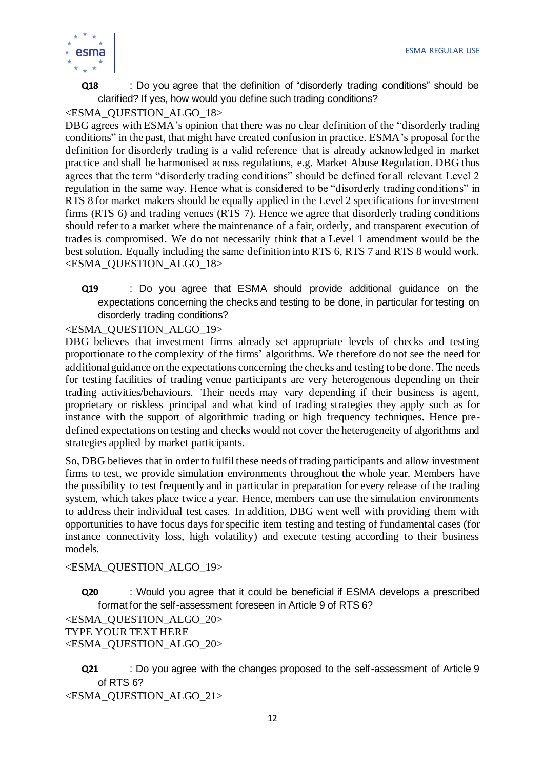**Q18** : Do you agree that the definition of "disorderly trading conditions" should be clarified? If yes, how would you define such trading conditions?

<ESMA_QUESTION_ALGO_18>

DBG agrees with ESMA's opinion that there was no clear definition of the "disorderly trading conditions" in the past, that might have created confusion in practice. ESMA's proposal for the definition for disorderly trading is a valid reference that is already acknowledged in market practice and shall be harmonised across regulations, e.g. Market Abuse Regulation. DBG thus agrees that the term "disorderly trading conditions" should be defined for all relevant Level 2 regulation in the same way. Hence what is considered to be "disorderly trading conditions" in RTS 8 for market makers should be equally applied in the Level 2 specifications for investment firms (RTS 6) and trading venues (RTS 7). Hence we agree that disorderly trading conditions should refer to a market where the maintenance of a fair, orderly, and transparent execution of trades is compromised. We do not necessarily think that a Level 1 amendment would be the best solution. Equally including the same definition into RTS 6, RTS 7 and RTS 8 would work.

<ESMA_QUESTION_ALGO_18>

**Q19** : Do you agree that ESMA should provide additional guidance on the expectations concerning the checks and testing to be done, in particular for testing on disorderly trading conditions?

<ESMA_QUESTION_ALGO_19>

DBG believes that investment firms already set appropriate levels of checks and testing proportionate to the complexity of the firms' algorithms. We therefore do not see the need for additional guidance on the expectations concerning the checks and testing to be done. The needs for testing facilities of trading venue participants are very heterogenous depending on their trading activities/behaviours. Their needs may vary depending if their business is agent, proprietary or riskless principal and what kind of trading strategies they apply such as for instance with the support of algorithmic trading or high frequency techniques. Hence pre-defined expectations on testing and checks would not cover the heterogeneity of algorithms and strategies applied by market participants.

So, DBG believes that in order to fulfil these needs of trading participants and allow investment firms to test, we provide simulation environments throughout the whole year. Members have the possibility to test frequently and in particular in preparation for every release of the trading system, which takes place twice a year. Hence, members can use the simulation environments to address their individual test cases. In addition, DBG went well with providing them with opportunities to have focus days for specific item testing and testing of fundamental cases (for instance connectivity loss, high volatility) and execute testing according to their business models.

<ESMA_QUESTION_ALGO_19>

**Q20** : Would you agree that it could be beneficial if ESMA develops a prescribed format for the self-assessment foreseen in Article 9 of RTS 6?

<ESMA_QUESTION_ALGO_20>

TYPE YOUR TEXT HERE

<ESMA_QUESTION_ALGO_20>

**Q21** : Do you agree with the changes proposed to the self-assessment of Article 9 of RTS 6?

<ESMA_QUESTION_ALGO_21>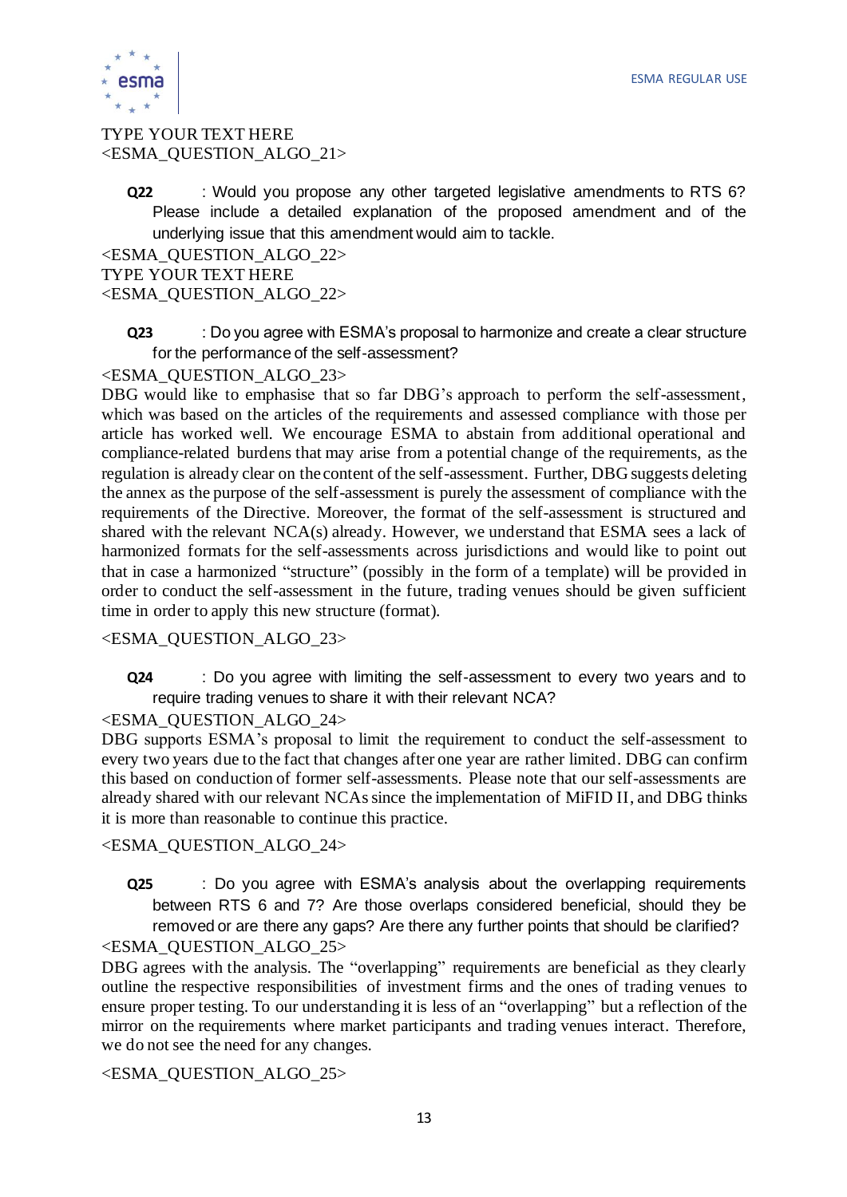TYPE YOUR TEXT HERE
<ESMA_QUESTION_ALGO_21>

**Q22** : Would you propose any other targeted legislative amendments to RTS 6? Please include a detailed explanation of the proposed amendment and of the underlying issue that this amendment would aim to tackle.

<ESMA_QUESTION_ALGO_22>
TYPE YOUR TEXT HERE
<ESMA_QUESTION_ALGO_22>

**Q23** : Do you agree with ESMA's proposal to harmonize and create a clear structure for the performance of the self-assessment?

<ESMA_QUESTION_ALGO_23>
DBG would like to emphasise that so far DBG's approach to perform the self-assessment, which was based on the articles of the requirements and assessed compliance with those per article has worked well. We encourage ESMA to abstain from additional operational and compliance-related burdens that may arise from a potential change of the requirements, as the regulation is already clear on the content of the self-assessment. Further, DBG suggests deleting the annex as the purpose of the self-assessment is purely the assessment of compliance with the requirements of the Directive. Moreover, the format of the self-assessment is structured and shared with the relevant NCA(s) already. However, we understand that ESMA sees a lack of harmonized formats for the self-assessments across jurisdictions and would like to point out that in case a harmonized "structure" (possibly in the form of a template) will be provided in order to conduct the self-assessment in the future, trading venues should be given sufficient time in order to apply this new structure (format).

<ESMA_QUESTION_ALGO_23>

**Q24** : Do you agree with limiting the self-assessment to every two years and to require trading venues to share it with their relevant NCA?

<ESMA_QUESTION_ALGO_24>
DBG supports ESMA's proposal to limit the requirement to conduct the self-assessment to every two years due to the fact that changes after one year are rather limited. DBG can confirm this based on conduction of former self-assessments. Please note that our self-assessments are already shared with our relevant NCAs since the implementation of MiFID II, and DBG thinks it is more than reasonable to continue this practice.

<ESMA_QUESTION_ALGO_24>

**Q25** : Do you agree with ESMA's analysis about the overlapping requirements between RTS 6 and 7? Are those overlaps considered beneficial, should they be removed or are there any gaps? Are there any further points that should be clarified?

<ESMA_QUESTION_ALGO_25>
DBG agrees with the analysis. The "overlapping" requirements are beneficial as they clearly outline the respective responsibilities of investment firms and the ones of trading venues to ensure proper testing. To our understanding it is less of an "overlapping" but a reflection of the mirror on the requirements where market participants and trading venues interact. Therefore, we do not see the need for any changes.

<ESMA_QUESTION_ALGO_25>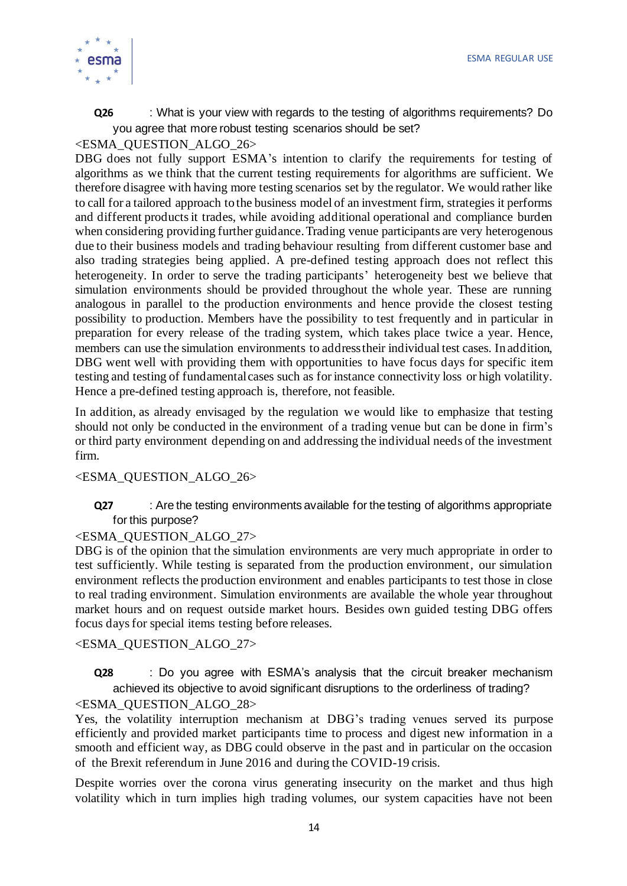**Q26** : What is your view with regards to the testing of algorithms requirements? Do you agree that more robust testing scenarios should be set?

<ESMA_QUESTION_ALGO_26>

DBG does not fully support ESMA's intention to clarify the requirements for testing of algorithms as we think that the current testing requirements for algorithms are sufficient. We therefore disagree with having more testing scenarios set by the regulator. We would rather like to call for a tailored approach to the business model of an investment firm, strategies it performs and different products it trades, while avoiding additional operational and compliance burden when considering providing further guidance. Trading venue participants are very heterogenous due to their business models and trading behaviour resulting from different customer base and also trading strategies being applied. A pre-defined testing approach does not reflect this heterogeneity. In order to serve the trading participants' heterogeneity best we believe that simulation environments should be provided throughout the whole year. These are running analogous in parallel to the production environments and hence provide the closest testing possibility to production. Members have the possibility to test frequently and in particular in preparation for every release of the trading system, which takes place twice a year. Hence, members can use the simulation environments to address their individual test cases. In addition, DBG went well with providing them with opportunities to have focus days for specific item testing and testing of fundamental cases such as for instance connectivity loss or high volatility. Hence a pre-defined testing approach is, therefore, not feasible.

In addition, as already envisaged by the regulation we would like to emphasize that testing should not only be conducted in the environment of a trading venue but can be done in firm's or third party environment depending on and addressing the individual needs of the investment firm.

<ESMA_QUESTION_ALGO_26>

**Q27** : Are the testing environments available for the testing of algorithms appropriate for this purpose?

<ESMA_QUESTION_ALGO_27>

DBG is of the opinion that the simulation environments are very much appropriate in order to test sufficiently. While testing is separated from the production environment, our simulation environment reflects the production environment and enables participants to test those in close to real trading environment. Simulation environments are available the whole year throughout market hours and on request outside market hours. Besides own guided testing DBG offers focus days for special items testing before releases.

<ESMA_QUESTION_ALGO_27>

**Q28** : Do you agree with ESMA's analysis that the circuit breaker mechanism achieved its objective to avoid significant disruptions to the orderliness of trading?

<ESMA_QUESTION_ALGO_28>

Yes, the volatility interruption mechanism at DBG's trading venues served its purpose efficiently and provided market participants time to process and digest new information in a smooth and efficient way, as DBG could observe in the past and in particular on the occasion of the Brexit referendum in June 2016 and during the COVID-19 crisis.

Despite worries over the corona virus generating insecurity on the market and thus high volatility which in turn implies high trading volumes, our system capacities have not been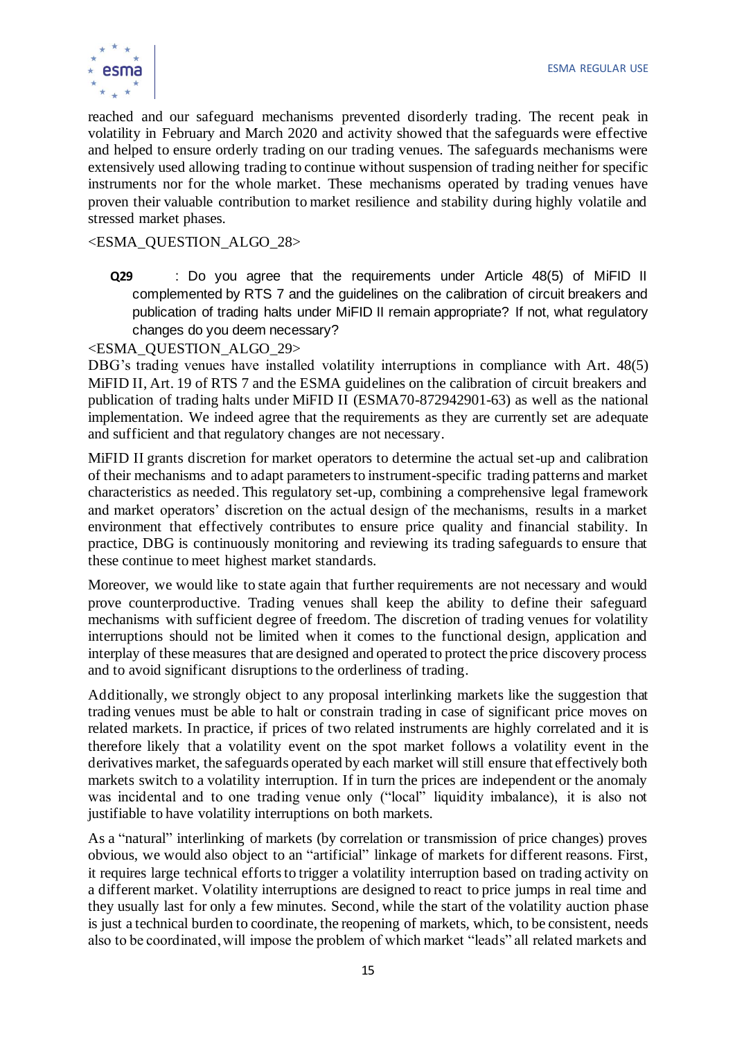reached and our safeguard mechanisms prevented disorderly trading. The recent peak in volatility in February and March 2020 and activity showed that the safeguards were effective and helped to ensure orderly trading on our trading venues. The safeguards mechanisms were extensively used allowing trading to continue without suspension of trading neither for specific instruments nor for the whole market. These mechanisms operated by trading venues have proven their valuable contribution to market resilience and stability during highly volatile and stressed market phases.

<ESMA_QUESTION_ALGO_28>

**Q29** : Do you agree that the requirements under Article 48(5) of MiFID II complemented by RTS 7 and the guidelines on the calibration of circuit breakers and publication of trading halts under MiFID II remain appropriate? If not, what regulatory changes do you deem necessary?

<ESMA_QUESTION_ALGO_29>

DBG's trading venues have installed volatility interruptions in compliance with Art. 48(5) MiFID II, Art. 19 of RTS 7 and the ESMA guidelines on the calibration of circuit breakers and publication of trading halts under MiFID II (ESMA70-872942901-63) as well as the national implementation. We indeed agree that the requirements as they are currently set are adequate and sufficient and that regulatory changes are not necessary.

MiFID II grants discretion for market operators to determine the actual set-up and calibration of their mechanisms and to adapt parameters to instrument-specific trading patterns and market characteristics as needed. This regulatory set-up, combining a comprehensive legal framework and market operators' discretion on the actual design of the mechanisms, results in a market environment that effectively contributes to ensure price quality and financial stability. In practice, DBG is continuously monitoring and reviewing its trading safeguards to ensure that these continue to meet highest market standards.

Moreover, we would like to state again that further requirements are not necessary and would prove counterproductive. Trading venues shall keep the ability to define their safeguard mechanisms with sufficient degree of freedom. The discretion of trading venues for volatility interruptions should not be limited when it comes to the functional design, application and interplay of these measures that are designed and operated to protect the price discovery process and to avoid significant disruptions to the orderliness of trading.

Additionally, we strongly object to any proposal interlinking markets like the suggestion that trading venues must be able to halt or constrain trading in case of significant price moves on related markets. In practice, if prices of two related instruments are highly correlated and it is therefore likely that a volatility event on the spot market follows a volatility event in the derivatives market, the safeguards operated by each market will still ensure that effectively both markets switch to a volatility interruption. If in turn the prices are independent or the anomaly was incidental and to one trading venue only ("local" liquidity imbalance), it is also not justifiable to have volatility interruptions on both markets.

As a "natural" interlinking of markets (by correlation or transmission of price changes) proves obvious, we would also object to an "artificial" linkage of markets for different reasons. First, it requires large technical efforts to trigger a volatility interruption based on trading activity on a different market. Volatility interruptions are designed to react to price jumps in real time and they usually last for only a few minutes. Second, while the start of the volatility auction phase is just a technical burden to coordinate, the reopening of markets, which, to be consistent, needs also to be coordinated, will impose the problem of which market "leads" all related markets and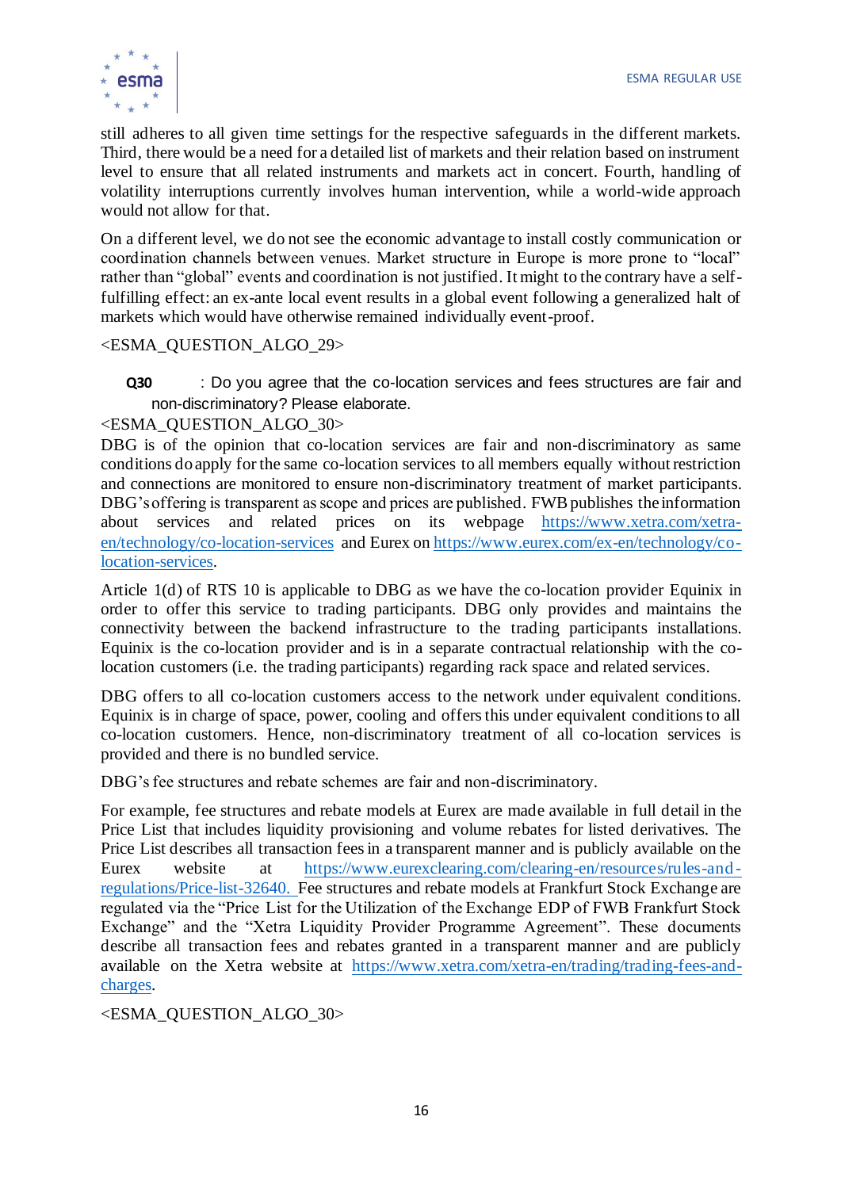still adheres to all given time settings for the respective safeguards in the different markets. Third, there would be a need for a detailed list of markets and their relation based on instrument level to ensure that all related instruments and markets act in concert. Fourth, handling of volatility interruptions currently involves human intervention, while a world-wide approach would not allow for that.

On a different level, we do not see the economic advantage to install costly communication or coordination channels between venues. Market structure in Europe is more prone to "local" rather than "global" events and coordination is not justified. It might to the contrary have a self-fulfilling effect: an ex-ante local event results in a global event following a generalized halt of markets which would have otherwise remained individually event-proof.

<ESMA_QUESTION_ALGO_29>

**Q30** : Do you agree that the co-location services and fees structures are fair and non-discriminatory? Please elaborate.

<ESMA_QUESTION_ALGO_30>

DBG is of the opinion that co-location services are fair and non-discriminatory as same conditions do apply for the same co-location services to all members equally without restriction and connections are monitored to ensure non-discriminatory treatment of market participants. DBG's offering is transparent as scope and prices are published. FWB publishes the information about services and related prices on its webpage https://www.xetra.com/xetra-en/technology/co-location-services and Eurex on https://www.eurex.com/ex-en/technology/co-location-services.

Article 1(d) of RTS 10 is applicable to DBG as we have the co-location provider Equinix in order to offer this service to trading participants. DBG only provides and maintains the connectivity between the backend infrastructure to the trading participants installations. Equinix is the co-location provider and is in a separate contractual relationship with the co-location customers (i.e. the trading participants) regarding rack space and related services.

DBG offers to all co-location customers access to the network under equivalent conditions. Equinix is in charge of space, power, cooling and offers this under equivalent conditions to all co-location customers. Hence, non-discriminatory treatment of all co-location services is provided and there is no bundled service.

DBG's fee structures and rebate schemes are fair and non-discriminatory.

For example, fee structures and rebate models at Eurex are made available in full detail in the Price List that includes liquidity provisioning and volume rebates for listed derivatives. The Price List describes all transaction fees in a transparent manner and is publicly available on the Eurex website at https://www.eurexclearing.com/clearing-en/resources/rules-and-regulations/Price-list-32640. Fee structures and rebate models at Frankfurt Stock Exchange are regulated via the "Price List for the Utilization of the Exchange EDP of FWB Frankfurt Stock Exchange" and the "Xetra Liquidity Provider Programme Agreement". These documents describe all transaction fees and rebates granted in a transparent manner and are publicly available on the Xetra website at https://www.xetra.com/xetra-en/trading/trading-fees-and-charges.

<ESMA_QUESTION_ALGO_30>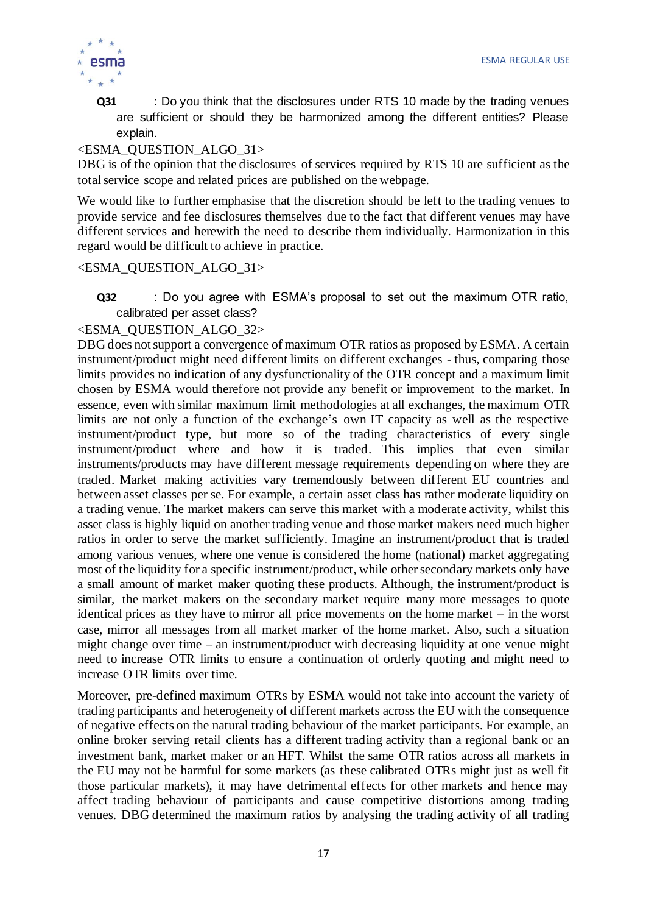**Q31** : Do you think that the disclosures under RTS 10 made by the trading venues are sufficient or should they be harmonized among the different entities? Please explain.

<ESMA_QUESTION_ALGO_31>

DBG is of the opinion that the disclosures of services required by RTS 10 are sufficient as the total service scope and related prices are published on the webpage.

We would like to further emphasise that the discretion should be left to the trading venues to provide service and fee disclosures themselves due to the fact that different venues may have different services and herewith the need to describe them individually. Harmonization in this regard would be difficult to achieve in practice.

<ESMA_QUESTION_ALGO_31>

**Q32** : Do you agree with ESMA's proposal to set out the maximum OTR ratio, calibrated per asset class?

<ESMA_QUESTION_ALGO_32>

DBG does not support a convergence of maximum OTR ratios as proposed by ESMA. A certain instrument/product might need different limits on different exchanges - thus, comparing those limits provides no indication of any dysfunctionality of the OTR concept and a maximum limit chosen by ESMA would therefore not provide any benefit or improvement to the market. In essence, even with similar maximum limit methodologies at all exchanges, the maximum OTR limits are not only a function of the exchange's own IT capacity as well as the respective instrument/product type, but more so of the trading characteristics of every single instrument/product where and how it is traded. This implies that even similar instruments/products may have different message requirements depending on where they are traded. Market making activities vary tremendously between different EU countries and between asset classes per se. For example, a certain asset class has rather moderate liquidity on a trading venue. The market makers can serve this market with a moderate activity, whilst this asset class is highly liquid on another trading venue and those market makers need much higher ratios in order to serve the market sufficiently. Imagine an instrument/product that is traded among various venues, where one venue is considered the home (national) market aggregating most of the liquidity for a specific instrument/product, while other secondary markets only have a small amount of market maker quoting these products. Although, the instrument/product is similar, the market makers on the secondary market require many more messages to quote identical prices as they have to mirror all price movements on the home market – in the worst case, mirror all messages from all market marker of the home market. Also, such a situation might change over time – an instrument/product with decreasing liquidity at one venue might need to increase OTR limits to ensure a continuation of orderly quoting and might need to increase OTR limits over time.

Moreover, pre-defined maximum OTRs by ESMA would not take into account the variety of trading participants and heterogeneity of different markets across the EU with the consequence of negative effects on the natural trading behaviour of the market participants. For example, an online broker serving retail clients has a different trading activity than a regional bank or an investment bank, market maker or an HFT. Whilst the same OTR ratios across all markets in the EU may not be harmful for some markets (as these calibrated OTRs might just as well fit those particular markets), it may have detrimental effects for other markets and hence may affect trading behaviour of participants and cause competitive distortions among trading venues. DBG determined the maximum ratios by analysing the trading activity of all trading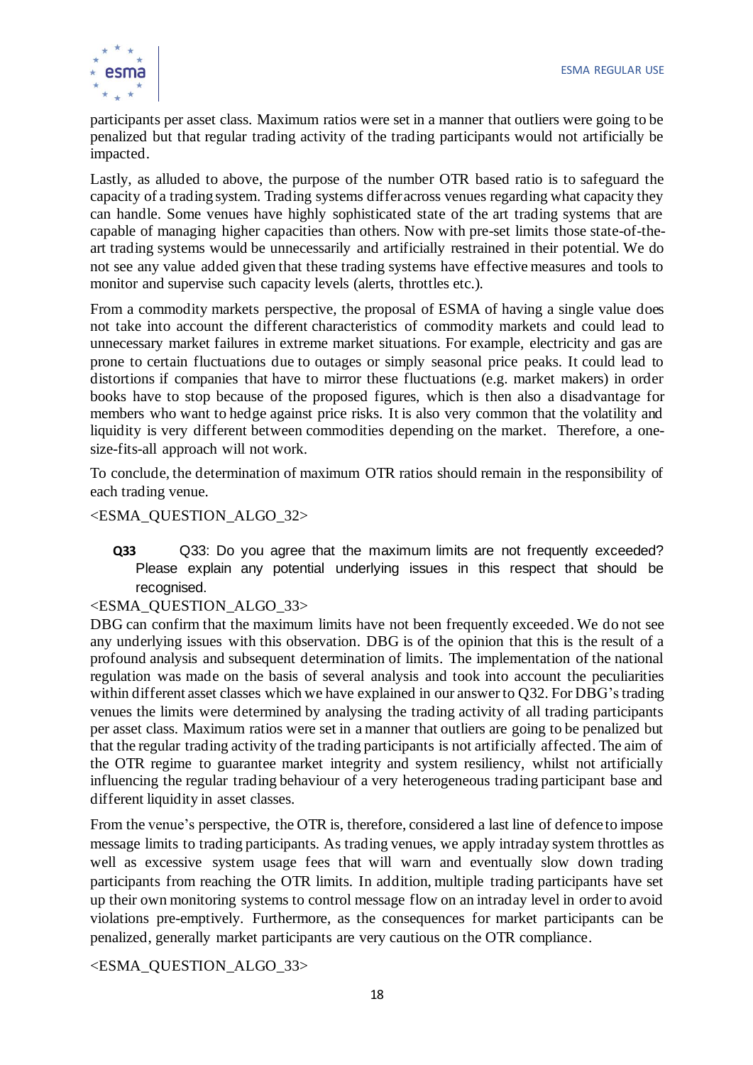participants per asset class. Maximum ratios were set in a manner that outliers were going to be penalized but that regular trading activity of the trading participants would not artificially be impacted.

Lastly, as alluded to above, the purpose of the number OTR based ratio is to safeguard the capacity of a trading system. Trading systems differ across venues regarding what capacity they can handle. Some venues have highly sophisticated state of the art trading systems that are capable of managing higher capacities than others. Now with pre-set limits those state-of-the-art trading systems would be unnecessarily and artificially restrained in their potential. We do not see any value added given that these trading systems have effective measures and tools to monitor and supervise such capacity levels (alerts, throttles etc.).

From a commodity markets perspective, the proposal of ESMA of having a single value does not take into account the different characteristics of commodity markets and could lead to unnecessary market failures in extreme market situations. For example, electricity and gas are prone to certain fluctuations due to outages or simply seasonal price peaks. It could lead to distortions if companies that have to mirror these fluctuations (e.g. market makers) in order books have to stop because of the proposed figures, which is then also a disadvantage for members who want to hedge against price risks. It is also very common that the volatility and liquidity is very different between commodities depending on the market. Therefore, a one-size-fits-all approach will not work.

To conclude, the determination of maximum OTR ratios should remain in the responsibility of each trading venue.

<ESMA_QUESTION_ALGO_32>

**Q33** Q33: Do you agree that the maximum limits are not frequently exceeded? Please explain any potential underlying issues in this respect that should be recognised.

<ESMA_QUESTION_ALGO_33>

DBG can confirm that the maximum limits have not been frequently exceeded. We do not see any underlying issues with this observation. DBG is of the opinion that this is the result of a profound analysis and subsequent determination of limits. The implementation of the national regulation was made on the basis of several analysis and took into account the peculiarities within different asset classes which we have explained in our answer to Q32. For DBG's trading venues the limits were determined by analysing the trading activity of all trading participants per asset class. Maximum ratios were set in a manner that outliers are going to be penalized but that the regular trading activity of the trading participants is not artificially affected. The aim of the OTR regime to guarantee market integrity and system resiliency, whilst not artificially influencing the regular trading behaviour of a very heterogeneous trading participant base and different liquidity in asset classes.

From the venue's perspective, the OTR is, therefore, considered a last line of defence to impose message limits to trading participants. As trading venues, we apply intraday system throttles as well as excessive system usage fees that will warn and eventually slow down trading participants from reaching the OTR limits. In addition, multiple trading participants have set up their own monitoring systems to control message flow on an intraday level in order to avoid violations pre-emptively. Furthermore, as the consequences for market participants can be penalized, generally market participants are very cautious on the OTR compliance.

<ESMA_QUESTION_ALGO_33>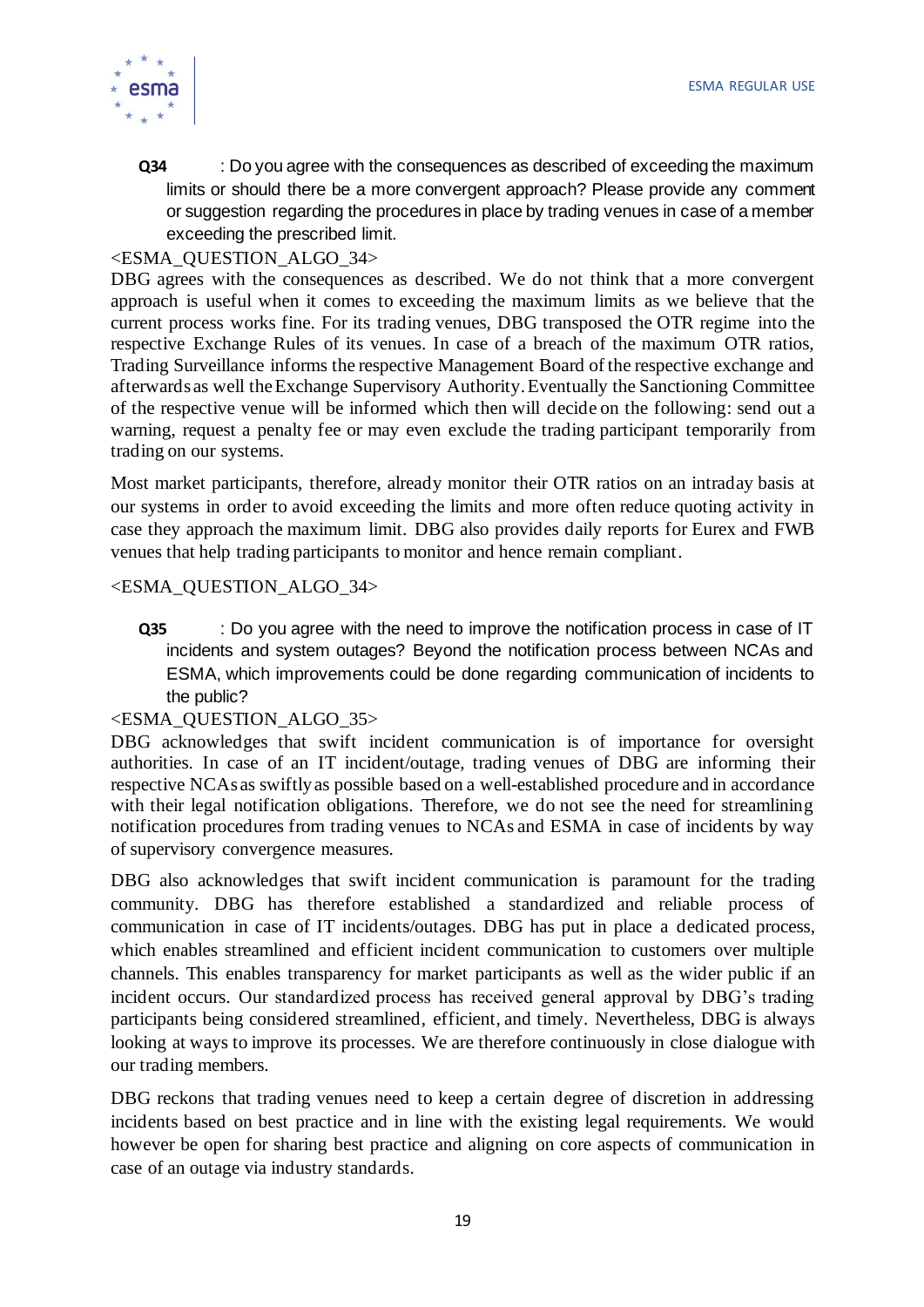**Q34** : Do you agree with the consequences as described of exceeding the maximum limits or should there be a more convergent approach? Please provide any comment or suggestion regarding the procedures in place by trading venues in case of a member exceeding the prescribed limit.

<ESMA_QUESTION_ALGO_34>

DBG agrees with the consequences as described. We do not think that a more convergent approach is useful when it comes to exceeding the maximum limits as we believe that the current process works fine. For its trading venues, DBG transposed the OTR regime into the respective Exchange Rules of its venues. In case of a breach of the maximum OTR ratios, Trading Surveillance informs the respective Management Board of the respective exchange and afterwards as well the Exchange Supervisory Authority. Eventually the Sanctioning Committee of the respective venue will be informed which then will decide on the following: send out a warning, request a penalty fee or may even exclude the trading participant temporarily from trading on our systems.

Most market participants, therefore, already monitor their OTR ratios on an intraday basis at our systems in order to avoid exceeding the limits and more often reduce quoting activity in case they approach the maximum limit. DBG also provides daily reports for Eurex and FWB venues that help trading participants to monitor and hence remain compliant.

<ESMA_QUESTION_ALGO_34>

**Q35** : Do you agree with the need to improve the notification process in case of IT incidents and system outages? Beyond the notification process between NCAs and ESMA, which improvements could be done regarding communication of incidents to the public?

<ESMA_QUESTION_ALGO_35>

DBG acknowledges that swift incident communication is of importance for oversight authorities. In case of an IT incident/outage, trading venues of DBG are informing their respective NCAs as swiftly as possible based on a well-established procedure and in accordance with their legal notification obligations. Therefore, we do not see the need for streamlining notification procedures from trading venues to NCAs and ESMA in case of incidents by way of supervisory convergence measures.

DBG also acknowledges that swift incident communication is paramount for the trading community. DBG has therefore established a standardized and reliable process of communication in case of IT incidents/outages. DBG has put in place a dedicated process, which enables streamlined and efficient incident communication to customers over multiple channels. This enables transparency for market participants as well as the wider public if an incident occurs. Our standardized process has received general approval by DBG's trading participants being considered streamlined, efficient, and timely. Nevertheless, DBG is always looking at ways to improve its processes. We are therefore continuously in close dialogue with our trading members.

DBG reckons that trading venues need to keep a certain degree of discretion in addressing incidents based on best practice and in line with the existing legal requirements. We would however be open for sharing best practice and aligning on core aspects of communication in case of an outage via industry standards.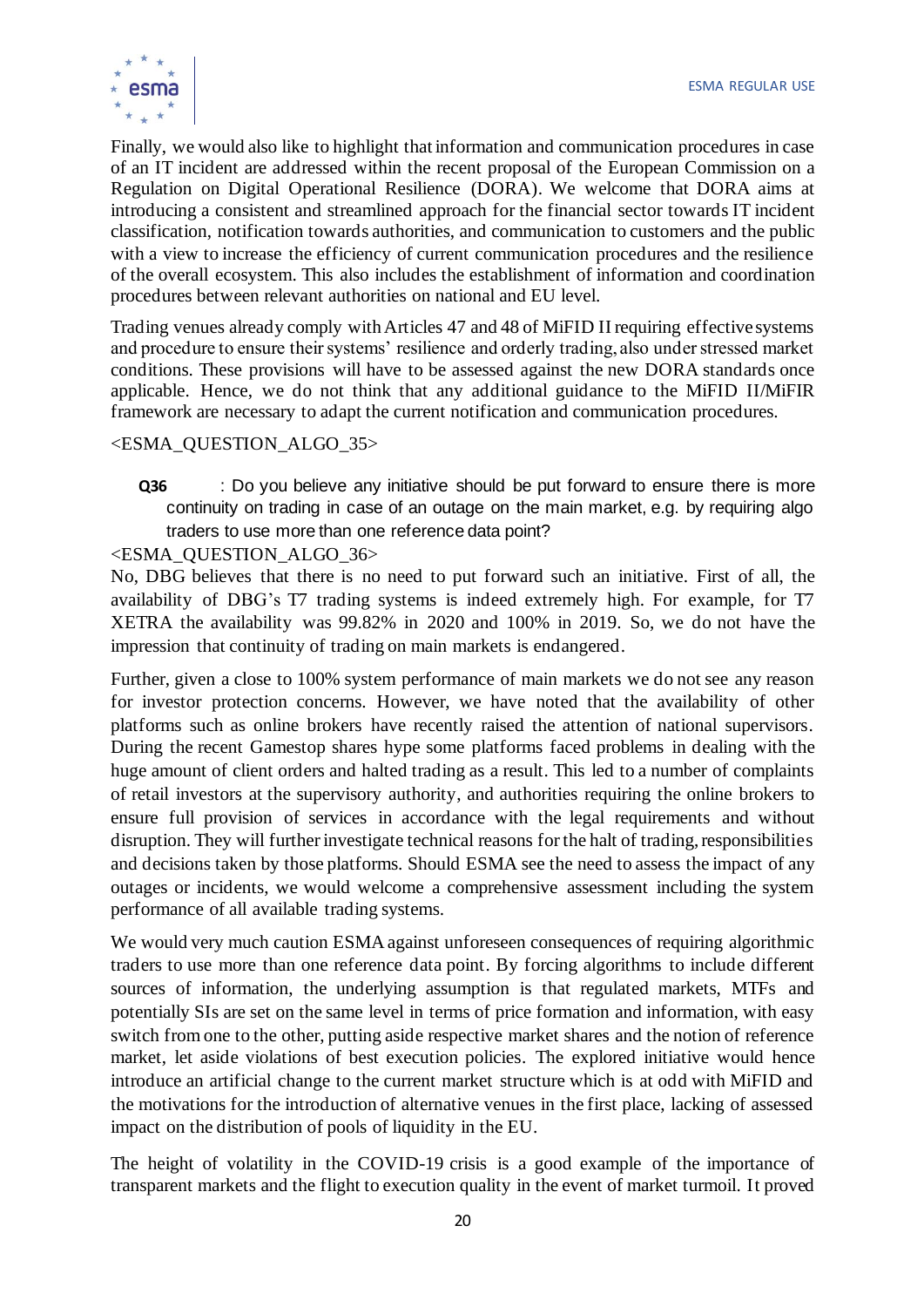Finally, we would also like to highlight that information and communication procedures in case of an IT incident are addressed within the recent proposal of the European Commission on a Regulation on Digital Operational Resilience (DORA). We welcome that DORA aims at introducing a consistent and streamlined approach for the financial sector towards IT incident classification, notification towards authorities, and communication to customers and the public with a view to increase the efficiency of current communication procedures and the resilience of the overall ecosystem. This also includes the establishment of information and coordination procedures between relevant authorities on national and EU level.

Trading venues already comply with Articles 47 and 48 of MiFID II requiring effective systems and procedure to ensure their systems' resilience and orderly trading, also under stressed market conditions. These provisions will have to be assessed against the new DORA standards once applicable. Hence, we do not think that any additional guidance to the MiFID II/MiFIR framework are necessary to adapt the current notification and communication procedures.

<ESMA_QUESTION_ALGO_35>

**Q36** : Do you believe any initiative should be put forward to ensure there is more continuity on trading in case of an outage on the main market, e.g. by requiring algo traders to use more than one reference data point?

<ESMA_QUESTION_ALGO_36>

No, DBG believes that there is no need to put forward such an initiative. First of all, the availability of DBG's T7 trading systems is indeed extremely high. For example, for T7 XETRA the availability was 99.82% in 2020 and 100% in 2019. So, we do not have the impression that continuity of trading on main markets is endangered.

Further, given a close to 100% system performance of main markets we do not see any reason for investor protection concerns. However, we have noted that the availability of other platforms such as online brokers have recently raised the attention of national supervisors. During the recent Gamestop shares hype some platforms faced problems in dealing with the huge amount of client orders and halted trading as a result. This led to a number of complaints of retail investors at the supervisory authority, and authorities requiring the online brokers to ensure full provision of services in accordance with the legal requirements and without disruption. They will further investigate technical reasons for the halt of trading, responsibilities and decisions taken by those platforms. Should ESMA see the need to assess the impact of any outages or incidents, we would welcome a comprehensive assessment including the system performance of all available trading systems.

We would very much caution ESMA against unforeseen consequences of requiring algorithmic traders to use more than one reference data point. By forcing algorithms to include different sources of information, the underlying assumption is that regulated markets, MTFs and potentially SIs are set on the same level in terms of price formation and information, with easy switch from one to the other, putting aside respective market shares and the notion of reference market, let aside violations of best execution policies. The explored initiative would hence introduce an artificial change to the current market structure which is at odd with MiFID and the motivations for the introduction of alternative venues in the first place, lacking of assessed impact on the distribution of pools of liquidity in the EU.

The height of volatility in the COVID-19 crisis is a good example of the importance of transparent markets and the flight to execution quality in the event of market turmoil. It proved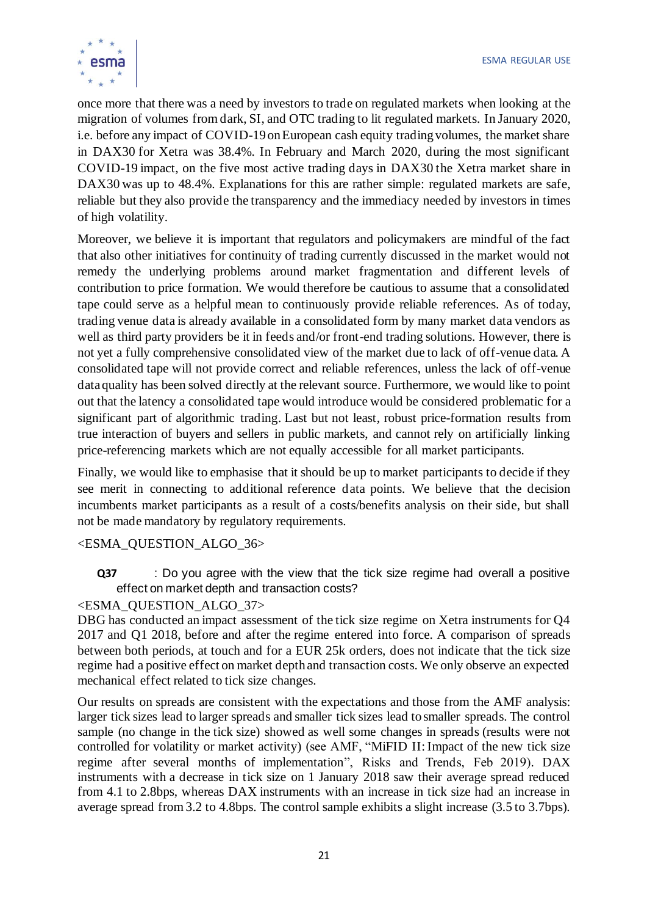once more that there was a need by investors to trade on regulated markets when looking at the migration of volumes from dark, SI, and OTC trading to lit regulated markets. In January 2020, i.e. before any impact of COVID-19 on European cash equity trading volumes, the market share in DAX30 for Xetra was 38.4%. In February and March 2020, during the most significant COVID-19 impact, on the five most active trading days in DAX30 the Xetra market share in DAX30 was up to 48.4%. Explanations for this are rather simple: regulated markets are safe, reliable but they also provide the transparency and the immediacy needed by investors in times of high volatility.

Moreover, we believe it is important that regulators and policymakers are mindful of the fact that also other initiatives for continuity of trading currently discussed in the market would not remedy the underlying problems around market fragmentation and different levels of contribution to price formation. We would therefore be cautious to assume that a consolidated tape could serve as a helpful mean to continuously provide reliable references. As of today, trading venue data is already available in a consolidated form by many market data vendors as well as third party providers be it in feeds and/or front-end trading solutions. However, there is not yet a fully comprehensive consolidated view of the market due to lack of off-venue data. A consolidated tape will not provide correct and reliable references, unless the lack of off-venue data quality has been solved directly at the relevant source. Furthermore, we would like to point out that the latency a consolidated tape would introduce would be considered problematic for a significant part of algorithmic trading. Last but not least, robust price-formation results from true interaction of buyers and sellers in public markets, and cannot rely on artificially linking price-referencing markets which are not equally accessible for all market participants.

Finally, we would like to emphasise that it should be up to market participants to decide if they see merit in connecting to additional reference data points. We believe that the decision incumbents market participants as a result of a costs/benefits analysis on their side, but shall not be made mandatory by regulatory requirements.

<ESMA_QUESTION_ALGO_36>

**Q37** : Do you agree with the view that the tick size regime had overall a positive effect on market depth and transaction costs?

<ESMA_QUESTION_ALGO_37>

DBG has conducted an impact assessment of the tick size regime on Xetra instruments for Q4 2017 and Q1 2018, before and after the regime entered into force. A comparison of spreads between both periods, at touch and for a EUR 25k orders, does not indicate that the tick size regime had a positive effect on market depth and transaction costs. We only observe an expected mechanical effect related to tick size changes.

Our results on spreads are consistent with the expectations and those from the AMF analysis: larger tick sizes lead to larger spreads and smaller tick sizes lead to smaller spreads. The control sample (no change in the tick size) showed as well some changes in spreads (results were not controlled for volatility or market activity) (see AMF, "MiFID II: Impact of the new tick size regime after several months of implementation", Risks and Trends, Feb 2019). DAX instruments with a decrease in tick size on 1 January 2018 saw their average spread reduced from 4.1 to 2.8bps, whereas DAX instruments with an increase in tick size had an increase in average spread from 3.2 to 4.8bps. The control sample exhibits a slight increase (3.5 to 3.7bps).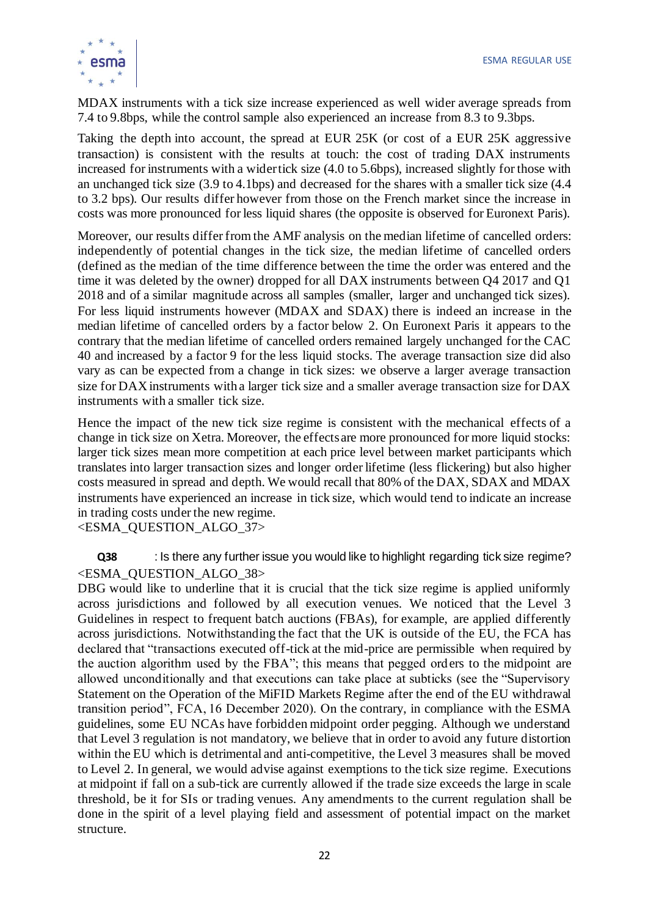MDAX instruments with a tick size increase experienced as well wider average spreads from 7.4 to 9.8bps, while the control sample also experienced an increase from 8.3 to 9.3bps.

Taking the depth into account, the spread at EUR 25K (or cost of a EUR 25K aggressive transaction) is consistent with the results at touch: the cost of trading DAX instruments increased for instruments with a wider tick size (4.0 to 5.6bps), increased slightly for those with an unchanged tick size (3.9 to 4.1bps) and decreased for the shares with a smaller tick size (4.4 to 3.2 bps). Our results differ however from those on the French market since the increase in costs was more pronounced for less liquid shares (the opposite is observed for Euronext Paris).

Moreover, our results differ from the AMF analysis on the median lifetime of cancelled orders: independently of potential changes in the tick size, the median lifetime of cancelled orders (defined as the median of the time difference between the time the order was entered and the time it was deleted by the owner) dropped for all DAX instruments between Q4 2017 and Q1 2018 and of a similar magnitude across all samples (smaller, larger and unchanged tick sizes). For less liquid instruments however (MDAX and SDAX) there is indeed an increase in the median lifetime of cancelled orders by a factor below 2. On Euronext Paris it appears to the contrary that the median lifetime of cancelled orders remained largely unchanged for the CAC 40 and increased by a factor 9 for the less liquid stocks. The average transaction size did also vary as can be expected from a change in tick sizes: we observe a larger average transaction size for DAX instruments with a larger tick size and a smaller average transaction size for DAX instruments with a smaller tick size.

Hence the impact of the new tick size regime is consistent with the mechanical effects of a change in tick size on Xetra. Moreover, the effects are more pronounced for more liquid stocks: larger tick sizes mean more competition at each price level between market participants which translates into larger transaction sizes and longer order lifetime (less flickering) but also higher costs measured in spread and depth. We would recall that 80% of the DAX, SDAX and MDAX instruments have experienced an increase in tick size, which would tend to indicate an increase in trading costs under the new regime.
<ESMA_QUESTION_ALGO_37>

**Q38** : Is there any further issue you would like to highlight regarding tick size regime?
<ESMA_QUESTION_ALGO_38>
DBG would like to underline that it is crucial that the tick size regime is applied uniformly across jurisdictions and followed by all execution venues. We noticed that the Level 3 Guidelines in respect to frequent batch auctions (FBAs), for example, are applied differently across jurisdictions. Notwithstanding the fact that the UK is outside of the EU, the FCA has declared that "transactions executed off-tick at the mid-price are permissible when required by the auction algorithm used by the FBA"; this means that pegged orders to the midpoint are allowed unconditionally and that executions can take place at subticks (see the "Supervisory Statement on the Operation of the MiFID Markets Regime after the end of the EU withdrawal transition period", FCA, 16 December 2020). On the contrary, in compliance with the ESMA guidelines, some EU NCAs have forbidden midpoint order pegging. Although we understand that Level 3 regulation is not mandatory, we believe that in order to avoid any future distortion within the EU which is detrimental and anti-competitive, the Level 3 measures shall be moved to Level 2. In general, we would advise against exemptions to the tick size regime. Executions at midpoint if fall on a sub-tick are currently allowed if the trade size exceeds the large in scale threshold, be it for SIs or trading venues. Any amendments to the current regulation shall be done in the spirit of a level playing field and assessment of potential impact on the market structure.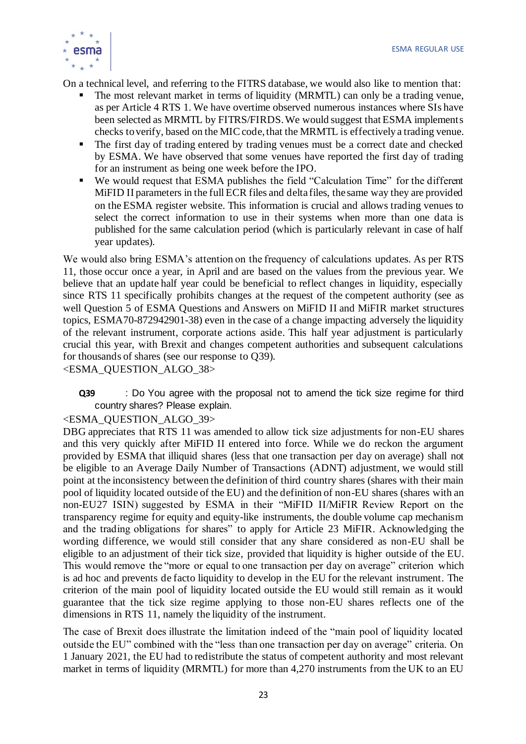On a technical level, and referring to the FITRS database, we would also like to mention that:

- The most relevant market in terms of liquidity (MRMTL) can only be a trading venue, as per Article 4 RTS 1. We have overtime observed numerous instances where SIs have been selected as MRMTL by FITRS/FIRDS. We would suggest that ESMA implements checks to verify, based on the MIC code, that the MRMTL is effectively a trading venue.
- The first day of trading entered by trading venues must be a correct date and checked by ESMA. We have observed that some venues have reported the first day of trading for an instrument as being one week before the IPO.
- We would request that ESMA publishes the field "Calculation Time" for the different MiFID II parameters in the full ECR files and delta files, the same way they are provided on the ESMA register website. This information is crucial and allows trading venues to select the correct information to use in their systems when more than one data is published for the same calculation period (which is particularly relevant in case of half year updates).

We would also bring ESMA's attention on the frequency of calculations updates. As per RTS 11, those occur once a year, in April and are based on the values from the previous year. We believe that an update half year could be beneficial to reflect changes in liquidity, especially since RTS 11 specifically prohibits changes at the request of the competent authority (see as well Question 5 of ESMA Questions and Answers on MiFID II and MiFIR market structures topics, ESMA70-872942901-38) even in the case of a change impacting adversely the liquidity of the relevant instrument, corporate actions aside. This half year adjustment is particularly crucial this year, with Brexit and changes competent authorities and subsequent calculations for thousands of shares (see our response to Q39).
<ESMA_QUESTION_ALGO_38>

**Q39** : Do You agree with the proposal not to amend the tick size regime for third country shares? Please explain.

<ESMA_QUESTION_ALGO_39>
DBG appreciates that RTS 11 was amended to allow tick size adjustments for non-EU shares and this very quickly after MiFID II entered into force. While we do reckon the argument provided by ESMA that illiquid shares (less that one transaction per day on average) shall not be eligible to an Average Daily Number of Transactions (ADNT) adjustment, we would still point at the inconsistency between the definition of third country shares (shares with their main pool of liquidity located outside of the EU) and the definition of non-EU shares (shares with an non-EU27 ISIN) suggested by ESMA in their "MiFID II/MiFIR Review Report on the transparency regime for equity and equity-like instruments, the double volume cap mechanism and the trading obligations for shares" to apply for Article 23 MiFIR. Acknowledging the wording difference, we would still consider that any share considered as non-EU shall be eligible to an adjustment of their tick size, provided that liquidity is higher outside of the EU. This would remove the "more or equal to one transaction per day on average" criterion which is ad hoc and prevents de facto liquidity to develop in the EU for the relevant instrument. The criterion of the main pool of liquidity located outside the EU would still remain as it would guarantee that the tick size regime applying to those non-EU shares reflects one of the dimensions in RTS 11, namely the liquidity of the instrument.

The case of Brexit does illustrate the limitation indeed of the "main pool of liquidity located outside the EU" combined with the "less than one transaction per day on average" criteria. On 1 January 2021, the EU had to redistribute the status of competent authority and most relevant market in terms of liquidity (MRMTL) for more than 4,270 instruments from the UK to an EU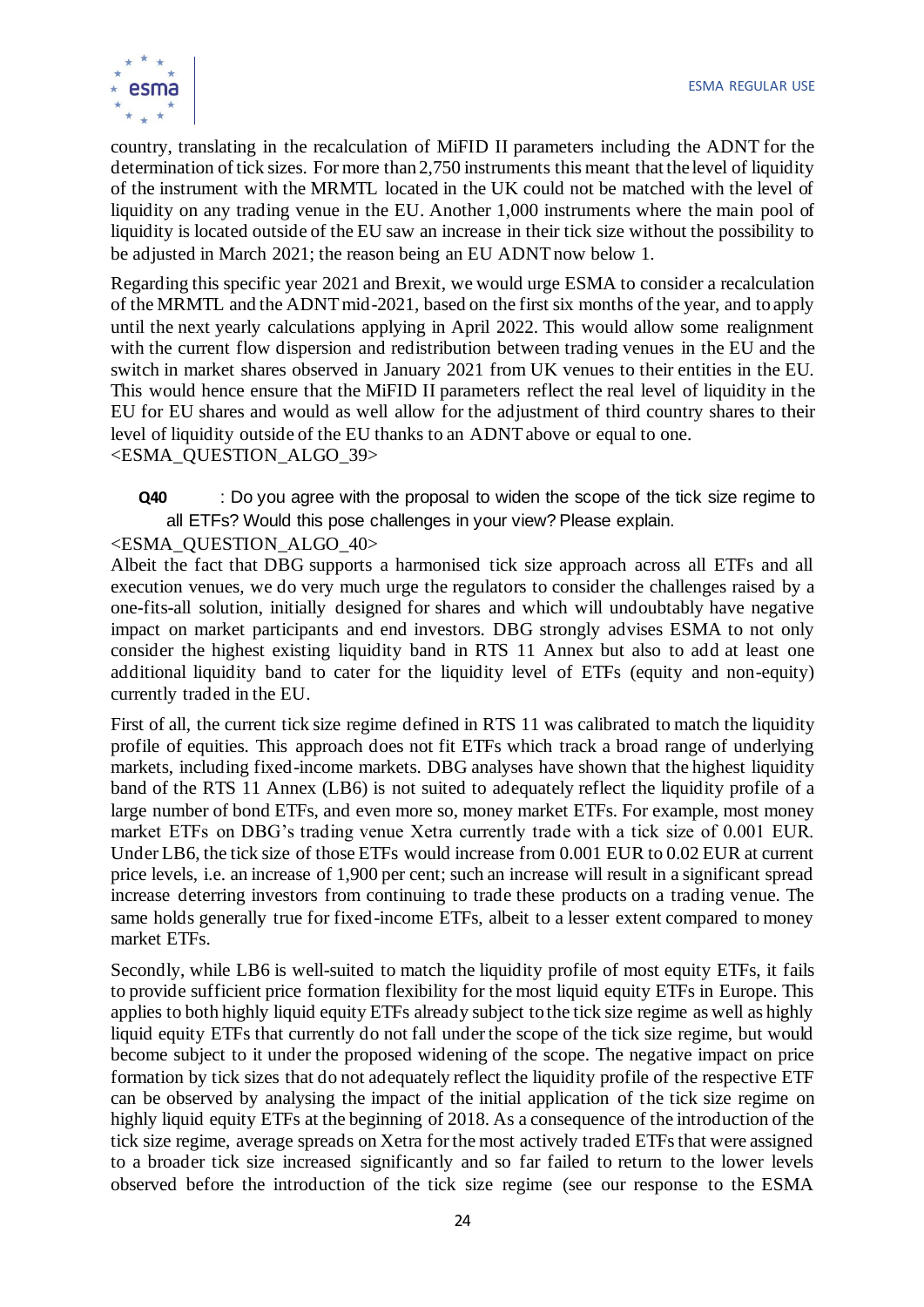country, translating in the recalculation of MiFID II parameters including the ADNT for the determination of tick sizes. For more than 2,750 instruments this meant that the level of liquidity of the instrument with the MRMTL located in the UK could not be matched with the level of liquidity on any trading venue in the EU. Another 1,000 instruments where the main pool of liquidity is located outside of the EU saw an increase in their tick size without the possibility to be adjusted in March 2021; the reason being an EU ADNT now below 1.

Regarding this specific year 2021 and Brexit, we would urge ESMA to consider a recalculation of the MRMTL and the ADNT mid-2021, based on the first six months of the year, and to apply until the next yearly calculations applying in April 2022. This would allow some realignment with the current flow dispersion and redistribution between trading venues in the EU and the switch in market shares observed in January 2021 from UK venues to their entities in the EU. This would hence ensure that the MiFID II parameters reflect the real level of liquidity in the EU for EU shares and would as well allow for the adjustment of third country shares to their level of liquidity outside of the EU thanks to an ADNT above or equal to one.
<ESMA_QUESTION_ALGO_39>

**Q40** : Do you agree with the proposal to widen the scope of the tick size regime to all ETFs? Would this pose challenges in your view? Please explain.

<ESMA_QUESTION_ALGO_40>
Albeit the fact that DBG supports a harmonised tick size approach across all ETFs and all execution venues, we do very much urge the regulators to consider the challenges raised by a one-fits-all solution, initially designed for shares and which will undoubtably have negative impact on market participants and end investors. DBG strongly advises ESMA to not only consider the highest existing liquidity band in RTS 11 Annex but also to add at least one additional liquidity band to cater for the liquidity level of ETFs (equity and non-equity) currently traded in the EU.

First of all, the current tick size regime defined in RTS 11 was calibrated to match the liquidity profile of equities. This approach does not fit ETFs which track a broad range of underlying markets, including fixed-income markets. DBG analyses have shown that the highest liquidity band of the RTS 11 Annex (LB6) is not suited to adequately reflect the liquidity profile of a large number of bond ETFs, and even more so, money market ETFs. For example, most money market ETFs on DBG's trading venue Xetra currently trade with a tick size of 0.001 EUR. Under LB6, the tick size of those ETFs would increase from 0.001 EUR to 0.02 EUR at current price levels, i.e. an increase of 1,900 per cent; such an increase will result in a significant spread increase deterring investors from continuing to trade these products on a trading venue. The same holds generally true for fixed-income ETFs, albeit to a lesser extent compared to money market ETFs.

Secondly, while LB6 is well-suited to match the liquidity profile of most equity ETFs, it fails to provide sufficient price formation flexibility for the most liquid equity ETFs in Europe. This applies to both highly liquid equity ETFs already subject to the tick size regime as well as highly liquid equity ETFs that currently do not fall under the scope of the tick size regime, but would become subject to it under the proposed widening of the scope. The negative impact on price formation by tick sizes that do not adequately reflect the liquidity profile of the respective ETF can be observed by analysing the impact of the initial application of the tick size regime on highly liquid equity ETFs at the beginning of 2018. As a consequence of the introduction of the tick size regime, average spreads on Xetra for the most actively traded ETFs that were assigned to a broader tick size increased significantly and so far failed to return to the lower levels observed before the introduction of the tick size regime (see our response to the ESMA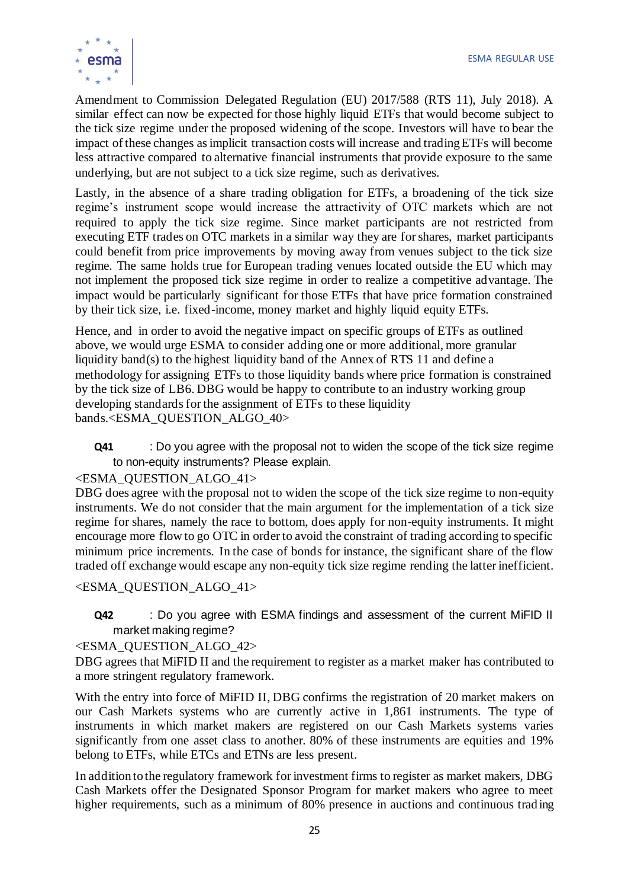Amendment to Commission Delegated Regulation (EU) 2017/588 (RTS 11), July 2018). A similar effect can now be expected for those highly liquid ETFs that would become subject to the tick size regime under the proposed widening of the scope. Investors will have to bear the impact of these changes as implicit transaction costs will increase and trading ETFs will become less attractive compared to alternative financial instruments that provide exposure to the same underlying, but are not subject to a tick size regime, such as derivatives.

Lastly, in the absence of a share trading obligation for ETFs, a broadening of the tick size regime's instrument scope would increase the attractivity of OTC markets which are not required to apply the tick size regime. Since market participants are not restricted from executing ETF trades on OTC markets in a similar way they are for shares, market participants could benefit from price improvements by moving away from venues subject to the tick size regime. The same holds true for European trading venues located outside the EU which may not implement the proposed tick size regime in order to realize a competitive advantage. The impact would be particularly significant for those ETFs that have price formation constrained by their tick size, i.e. fixed-income, money market and highly liquid equity ETFs.

Hence, and in order to avoid the negative impact on specific groups of ETFs as outlined above, we would urge ESMA to consider adding one or more additional, more granular liquidity band(s) to the highest liquidity band of the Annex of RTS 11 and define a methodology for assigning ETFs to those liquidity bands where price formation is constrained by the tick size of LB6. DBG would be happy to contribute to an industry working group developing standards for the assignment of ETFs to these liquidity bands.<ESMA_QUESTION_ALGO_40>

**Q41** : Do you agree with the proposal not to widen the scope of the tick size regime to non-equity instruments? Please explain.

<ESMA_QUESTION_ALGO_41>

DBG does agree with the proposal not to widen the scope of the tick size regime to non-equity instruments. We do not consider that the main argument for the implementation of a tick size regime for shares, namely the race to bottom, does apply for non-equity instruments. It might encourage more flow to go OTC in order to avoid the constraint of trading according to specific minimum price increments. In the case of bonds for instance, the significant share of the flow traded off exchange would escape any non-equity tick size regime rending the latter inefficient.

<ESMA_QUESTION_ALGO_41>

**Q42** : Do you agree with ESMA findings and assessment of the current MiFID II market making regime?

<ESMA_QUESTION_ALGO_42>

DBG agrees that MiFID II and the requirement to register as a market maker has contributed to a more stringent regulatory framework.

With the entry into force of MiFID II, DBG confirms the registration of 20 market makers on our Cash Markets systems who are currently active in 1,861 instruments. The type of instruments in which market makers are registered on our Cash Markets systems varies significantly from one asset class to another. 80% of these instruments are equities and 19% belong to ETFs, while ETCs and ETNs are less present.

In addition to the regulatory framework for investment firms to register as market makers, DBG Cash Markets offer the Designated Sponsor Program for market makers who agree to meet higher requirements, such as a minimum of 80% presence in auctions and continuous trading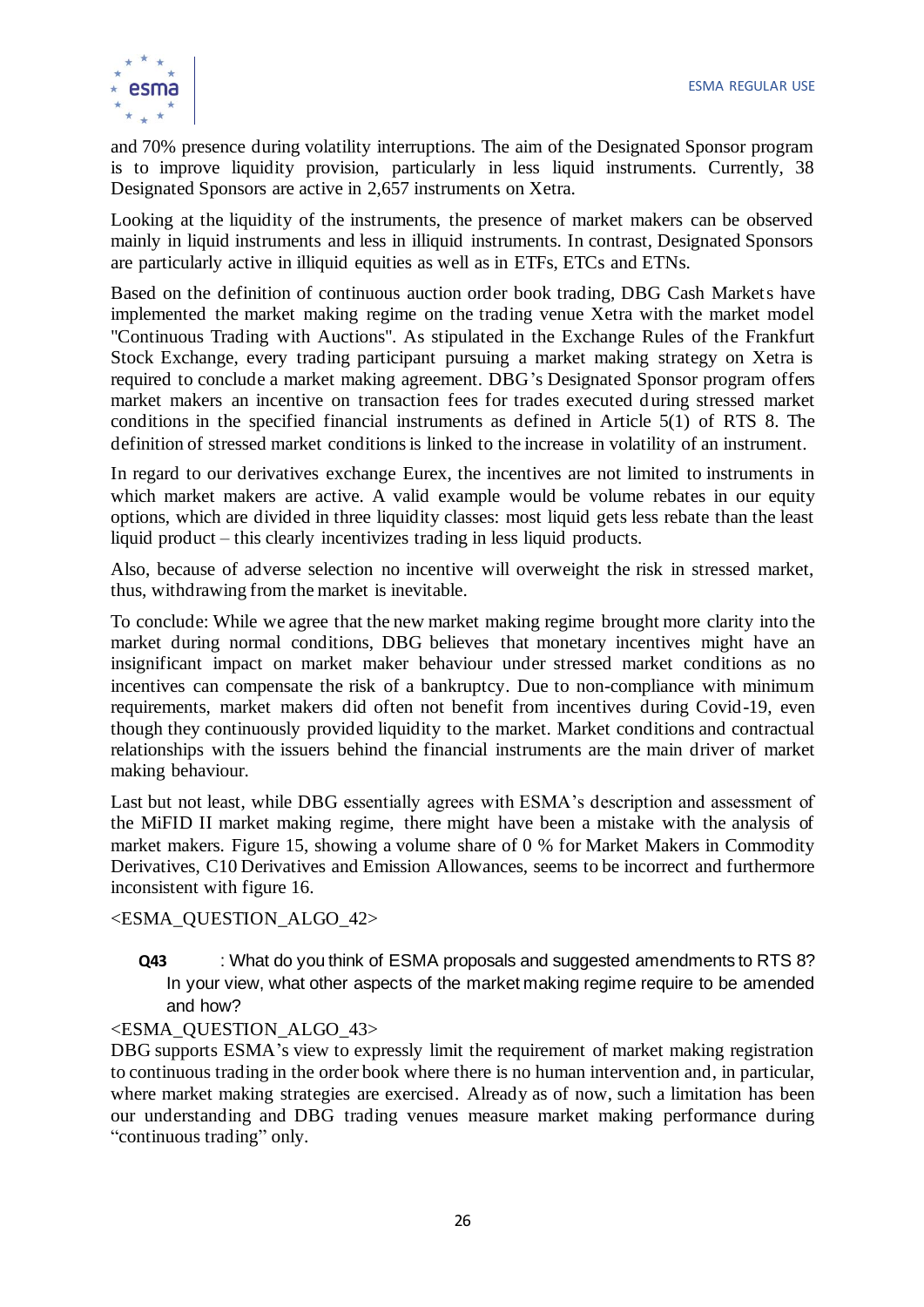and 70% presence during volatility interruptions. The aim of the Designated Sponsor program is to improve liquidity provision, particularly in less liquid instruments. Currently, 38 Designated Sponsors are active in 2,657 instruments on Xetra.

Looking at the liquidity of the instruments, the presence of market makers can be observed mainly in liquid instruments and less in illiquid instruments. In contrast, Designated Sponsors are particularly active in illiquid equities as well as in ETFs, ETCs and ETNs.

Based on the definition of continuous auction order book trading, DBG Cash Markets have implemented the market making regime on the trading venue Xetra with the market model "Continuous Trading with Auctions". As stipulated in the Exchange Rules of the Frankfurt Stock Exchange, every trading participant pursuing a market making strategy on Xetra is required to conclude a market making agreement. DBG's Designated Sponsor program offers market makers an incentive on transaction fees for trades executed during stressed market conditions in the specified financial instruments as defined in Article 5(1) of RTS 8. The definition of stressed market conditions is linked to the increase in volatility of an instrument.

In regard to our derivatives exchange Eurex, the incentives are not limited to instruments in which market makers are active. A valid example would be volume rebates in our equity options, which are divided in three liquidity classes: most liquid gets less rebate than the least liquid product – this clearly incentivizes trading in less liquid products.

Also, because of adverse selection no incentive will overweight the risk in stressed market, thus, withdrawing from the market is inevitable.

To conclude: While we agree that the new market making regime brought more clarity into the market during normal conditions, DBG believes that monetary incentives might have an insignificant impact on market maker behaviour under stressed market conditions as no incentives can compensate the risk of a bankruptcy. Due to non-compliance with minimum requirements, market makers did often not benefit from incentives during Covid-19, even though they continuously provided liquidity to the market. Market conditions and contractual relationships with the issuers behind the financial instruments are the main driver of market making behaviour.

Last but not least, while DBG essentially agrees with ESMA's description and assessment of the MiFID II market making regime, there might have been a mistake with the analysis of market makers. Figure 15, showing a volume share of 0 % for Market Makers in Commodity Derivatives, C10 Derivatives and Emission Allowances, seems to be incorrect and furthermore inconsistent with figure 16.

<ESMA_QUESTION_ALGO_42>

**Q43** : What do you think of ESMA proposals and suggested amendments to RTS 8? In your view, what other aspects of the market making regime require to be amended and how?

<ESMA_QUESTION_ALGO_43>

DBG supports ESMA's view to expressly limit the requirement of market making registration to continuous trading in the order book where there is no human intervention and, in particular, where market making strategies are exercised. Already as of now, such a limitation has been our understanding and DBG trading venues measure market making performance during "continuous trading" only.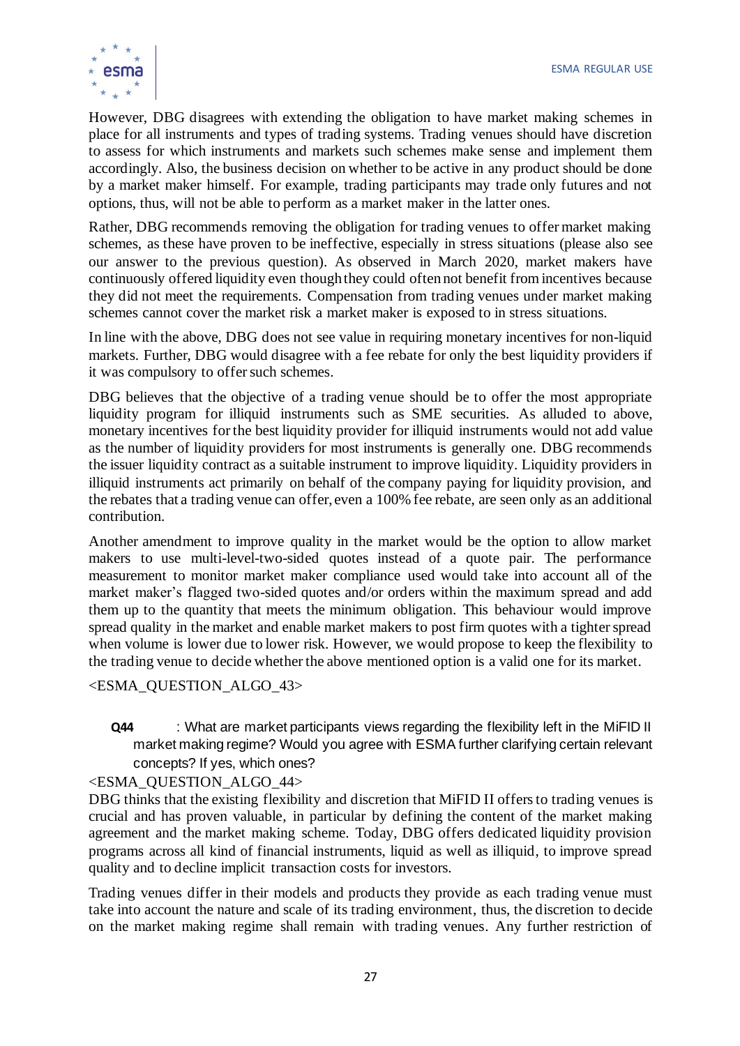However, DBG disagrees with extending the obligation to have market making schemes in place for all instruments and types of trading systems. Trading venues should have discretion to assess for which instruments and markets such schemes make sense and implement them accordingly. Also, the business decision on whether to be active in any product should be done by a market maker himself. For example, trading participants may trade only futures and not options, thus, will not be able to perform as a market maker in the latter ones.

Rather, DBG recommends removing the obligation for trading venues to offer market making schemes, as these have proven to be ineffective, especially in stress situations (please also see our answer to the previous question). As observed in March 2020, market makers have continuously offered liquidity even though they could often not benefit from incentives because they did not meet the requirements. Compensation from trading venues under market making schemes cannot cover the market risk a market maker is exposed to in stress situations.

In line with the above, DBG does not see value in requiring monetary incentives for non-liquid markets. Further, DBG would disagree with a fee rebate for only the best liquidity providers if it was compulsory to offer such schemes.

DBG believes that the objective of a trading venue should be to offer the most appropriate liquidity program for illiquid instruments such as SME securities. As alluded to above, monetary incentives for the best liquidity provider for illiquid instruments would not add value as the number of liquidity providers for most instruments is generally one. DBG recommends the issuer liquidity contract as a suitable instrument to improve liquidity. Liquidity providers in illiquid instruments act primarily on behalf of the company paying for liquidity provision, and the rebates that a trading venue can offer, even a 100% fee rebate, are seen only as an additional contribution.

Another amendment to improve quality in the market would be the option to allow market makers to use multi-level-two-sided quotes instead of a quote pair. The performance measurement to monitor market maker compliance used would take into account all of the market maker's flagged two-sided quotes and/or orders within the maximum spread and add them up to the quantity that meets the minimum obligation. This behaviour would improve spread quality in the market and enable market makers to post firm quotes with a tighter spread when volume is lower due to lower risk. However, we would propose to keep the flexibility to the trading venue to decide whether the above mentioned option is a valid one for its market.

<ESMA_QUESTION_ALGO_43>

**Q44** : What are market participants views regarding the flexibility left in the MiFID II market making regime? Would you agree with ESMA further clarifying certain relevant concepts? If yes, which ones?

<ESMA_QUESTION_ALGO_44>

DBG thinks that the existing flexibility and discretion that MiFID II offers to trading venues is crucial and has proven valuable, in particular by defining the content of the market making agreement and the market making scheme. Today, DBG offers dedicated liquidity provision programs across all kind of financial instruments, liquid as well as illiquid, to improve spread quality and to decline implicit transaction costs for investors.

Trading venues differ in their models and products they provide as each trading venue must take into account the nature and scale of its trading environment, thus, the discretion to decide on the market making regime shall remain with trading venues. Any further restriction of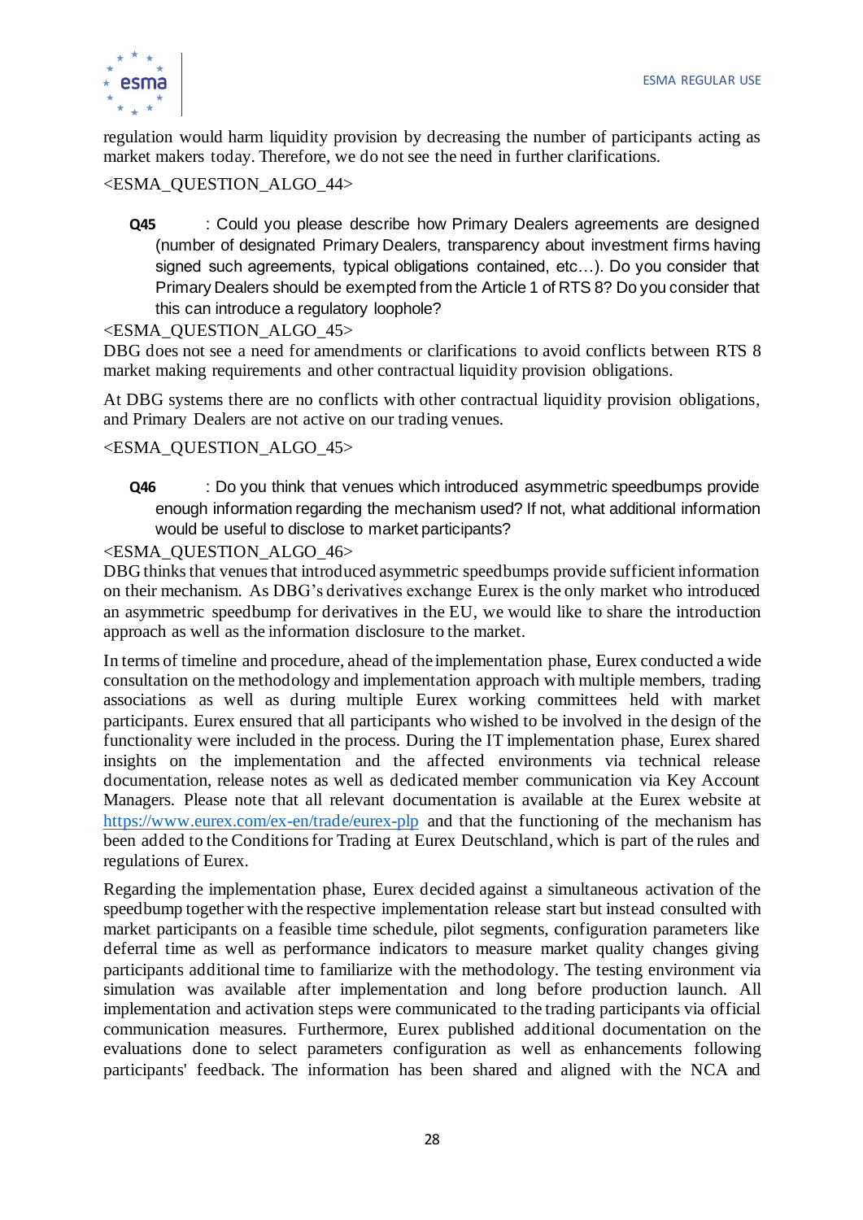regulation would harm liquidity provision by decreasing the number of participants acting as market makers today. Therefore, we do not see the need in further clarifications.

<ESMA_QUESTION_ALGO_44>

**Q45** : Could you please describe how Primary Dealers agreements are designed (number of designated Primary Dealers, transparency about investment firms having signed such agreements, typical obligations contained, etc…). Do you consider that Primary Dealers should be exempted from the Article 1 of RTS 8? Do you consider that this can introduce a regulatory loophole?

<ESMA_QUESTION_ALGO_45>

DBG does not see a need for amendments or clarifications to avoid conflicts between RTS 8 market making requirements and other contractual liquidity provision obligations.

At DBG systems there are no conflicts with other contractual liquidity provision obligations, and Primary Dealers are not active on our trading venues.

<ESMA_QUESTION_ALGO_45>

**Q46** : Do you think that venues which introduced asymmetric speedbumps provide enough information regarding the mechanism used? If not, what additional information would be useful to disclose to market participants?

<ESMA_QUESTION_ALGO_46>

DBG thinks that venues that introduced asymmetric speedbumps provide sufficient information on their mechanism. As DBG's derivatives exchange Eurex is the only market who introduced an asymmetric speedbump for derivatives in the EU, we would like to share the introduction approach as well as the information disclosure to the market.

In terms of timeline and procedure, ahead of the implementation phase, Eurex conducted a wide consultation on the methodology and implementation approach with multiple members, trading associations as well as during multiple Eurex working committees held with market participants. Eurex ensured that all participants who wished to be involved in the design of the functionality were included in the process. During the IT implementation phase, Eurex shared insights on the implementation and the affected environments via technical release documentation, release notes as well as dedicated member communication via Key Account Managers. Please note that all relevant documentation is available at the Eurex website at https://www.eurex.com/ex-en/trade/eurex-plp and that the functioning of the mechanism has been added to the Conditions for Trading at Eurex Deutschland, which is part of the rules and regulations of Eurex.

Regarding the implementation phase, Eurex decided against a simultaneous activation of the speedbump together with the respective implementation release start but instead consulted with market participants on a feasible time schedule, pilot segments, configuration parameters like deferral time as well as performance indicators to measure market quality changes giving participants additional time to familiarize with the methodology. The testing environment via simulation was available after implementation and long before production launch. All implementation and activation steps were communicated to the trading participants via official communication measures. Furthermore, Eurex published additional documentation on the evaluations done to select parameters configuration as well as enhancements following participants' feedback. The information has been shared and aligned with the NCA and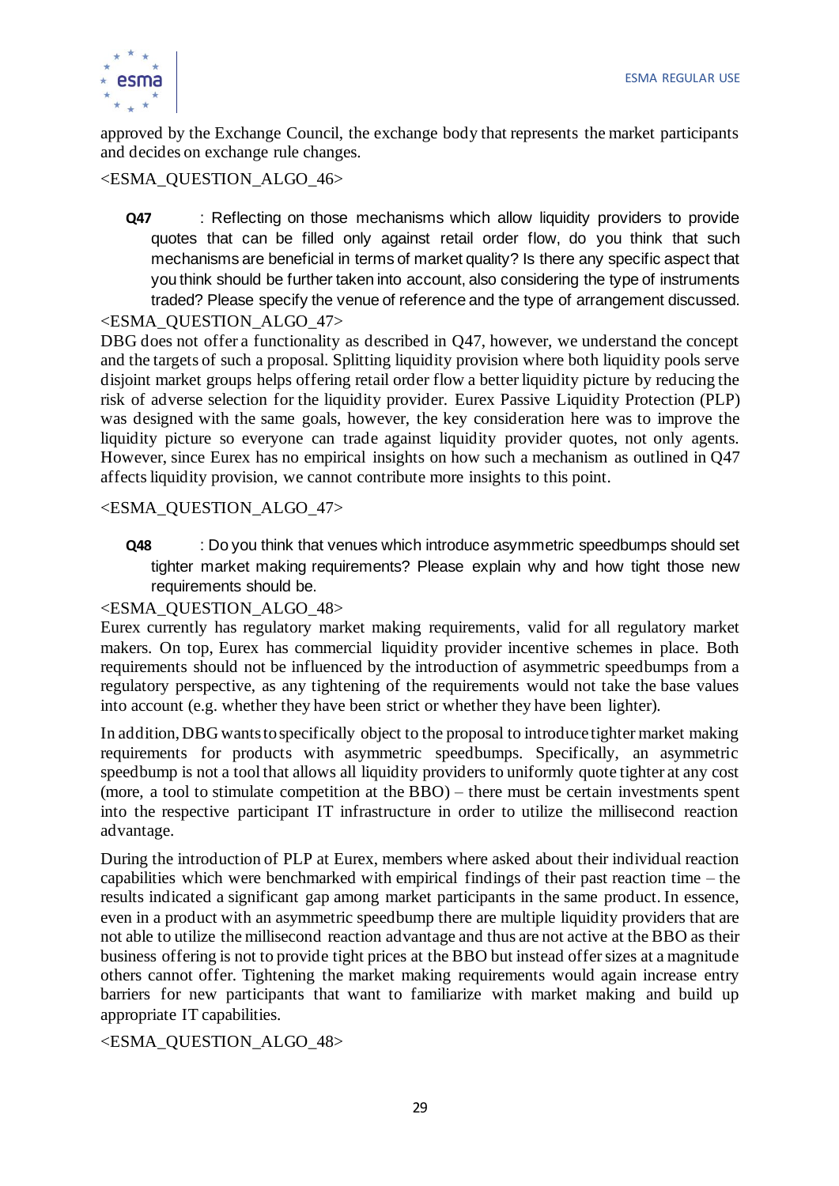approved by the Exchange Council, the exchange body that represents the market participants and decides on exchange rule changes.

<ESMA_QUESTION_ALGO_46>

**Q47** : Reflecting on those mechanisms which allow liquidity providers to provide quotes that can be filled only against retail order flow, do you think that such mechanisms are beneficial in terms of market quality? Is there any specific aspect that you think should be further taken into account, also considering the type of instruments traded? Please specify the venue of reference and the type of arrangement discussed.

<ESMA_QUESTION_ALGO_47>

DBG does not offer a functionality as described in Q47, however, we understand the concept and the targets of such a proposal. Splitting liquidity provision where both liquidity pools serve disjoint market groups helps offering retail order flow a better liquidity picture by reducing the risk of adverse selection for the liquidity provider. Eurex Passive Liquidity Protection (PLP) was designed with the same goals, however, the key consideration here was to improve the liquidity picture so everyone can trade against liquidity provider quotes, not only agents. However, since Eurex has no empirical insights on how such a mechanism as outlined in Q47 affects liquidity provision, we cannot contribute more insights to this point.

<ESMA_QUESTION_ALGO_47>

**Q48** : Do you think that venues which introduce asymmetric speedbumps should set tighter market making requirements? Please explain why and how tight those new requirements should be.

<ESMA_QUESTION_ALGO_48>

Eurex currently has regulatory market making requirements, valid for all regulatory market makers. On top, Eurex has commercial liquidity provider incentive schemes in place. Both requirements should not be influenced by the introduction of asymmetric speedbumps from a regulatory perspective, as any tightening of the requirements would not take the base values into account (e.g. whether they have been strict or whether they have been lighter).

In addition, DBG wants to specifically object to the proposal to introduce tighter market making requirements for products with asymmetric speedbumps. Specifically, an asymmetric speedbump is not a tool that allows all liquidity providers to uniformly quote tighter at any cost (more, a tool to stimulate competition at the BBO) – there must be certain investments spent into the respective participant IT infrastructure in order to utilize the millisecond reaction advantage.

During the introduction of PLP at Eurex, members where asked about their individual reaction capabilities which were benchmarked with empirical findings of their past reaction time – the results indicated a significant gap among market participants in the same product. In essence, even in a product with an asymmetric speedbump there are multiple liquidity providers that are not able to utilize the millisecond reaction advantage and thus are not active at the BBO as their business offering is not to provide tight prices at the BBO but instead offer sizes at a magnitude others cannot offer. Tightening the market making requirements would again increase entry barriers for new participants that want to familiarize with market making and build up appropriate IT capabilities.

<ESMA_QUESTION_ALGO_48>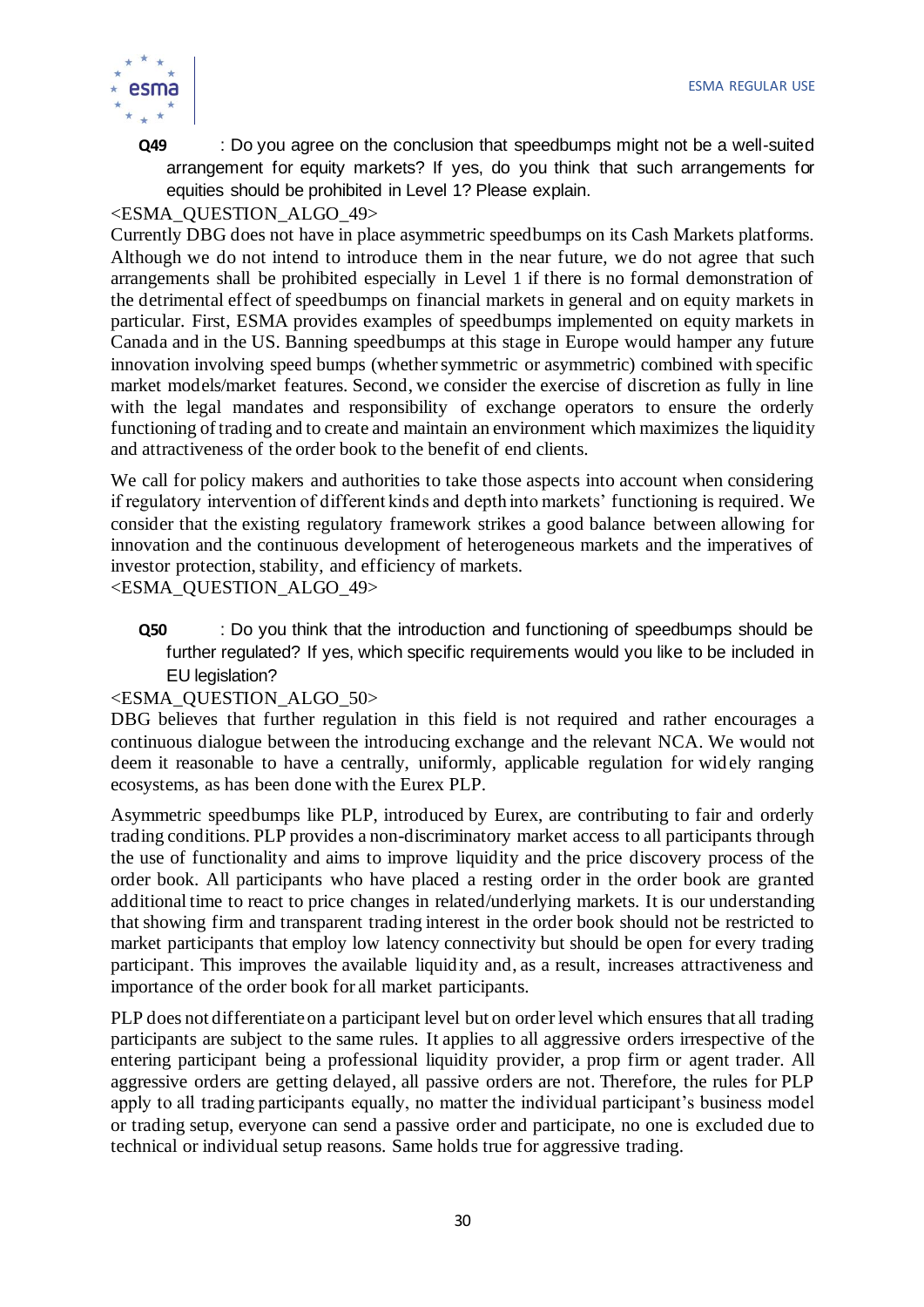**Q49** : Do you agree on the conclusion that speedbumps might not be a well-suited arrangement for equity markets? If yes, do you think that such arrangements for equities should be prohibited in Level 1? Please explain.

<ESMA_QUESTION_ALGO_49>

Currently DBG does not have in place asymmetric speedbumps on its Cash Markets platforms. Although we do not intend to introduce them in the near future, we do not agree that such arrangements shall be prohibited especially in Level 1 if there is no formal demonstration of the detrimental effect of speedbumps on financial markets in general and on equity markets in particular. First, ESMA provides examples of speedbumps implemented on equity markets in Canada and in the US. Banning speedbumps at this stage in Europe would hamper any future innovation involving speed bumps (whether symmetric or asymmetric) combined with specific market models/market features. Second, we consider the exercise of discretion as fully in line with the legal mandates and responsibility of exchange operators to ensure the orderly functioning of trading and to create and maintain an environment which maximizes the liquidity and attractiveness of the order book to the benefit of end clients.

We call for policy makers and authorities to take those aspects into account when considering if regulatory intervention of different kinds and depth into markets' functioning is required. We consider that the existing regulatory framework strikes a good balance between allowing for innovation and the continuous development of heterogeneous markets and the imperatives of investor protection, stability, and efficiency of markets.

<ESMA_QUESTION_ALGO_49>

**Q50** : Do you think that the introduction and functioning of speedbumps should be further regulated? If yes, which specific requirements would you like to be included in EU legislation?

<ESMA_QUESTION_ALGO_50>

DBG believes that further regulation in this field is not required and rather encourages a continuous dialogue between the introducing exchange and the relevant NCA. We would not deem it reasonable to have a centrally, uniformly, applicable regulation for widely ranging ecosystems, as has been done with the Eurex PLP.

Asymmetric speedbumps like PLP, introduced by Eurex, are contributing to fair and orderly trading conditions. PLP provides a non-discriminatory market access to all participants through the use of functionality and aims to improve liquidity and the price discovery process of the order book. All participants who have placed a resting order in the order book are granted additional time to react to price changes in related/underlying markets. It is our understanding that showing firm and transparent trading interest in the order book should not be restricted to market participants that employ low latency connectivity but should be open for every trading participant. This improves the available liquidity and, as a result, increases attractiveness and importance of the order book for all market participants.

PLP does not differentiate on a participant level but on order level which ensures that all trading participants are subject to the same rules. It applies to all aggressive orders irrespective of the entering participant being a professional liquidity provider, a prop firm or agent trader. All aggressive orders are getting delayed, all passive orders are not. Therefore, the rules for PLP apply to all trading participants equally, no matter the individual participant's business model or trading setup, everyone can send a passive order and participate, no one is excluded due to technical or individual setup reasons. Same holds true for aggressive trading.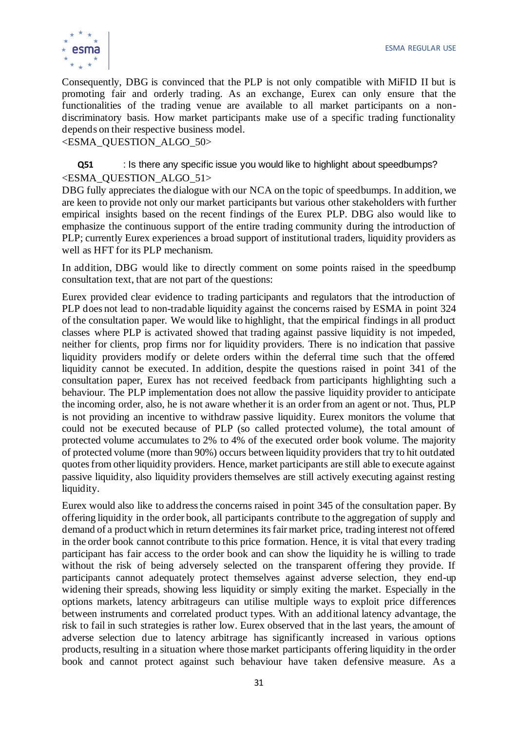Consequently, DBG is convinced that the PLP is not only compatible with MiFID II but is promoting fair and orderly trading. As an exchange, Eurex can only ensure that the functionalities of the trading venue are available to all market participants on a non-discriminatory basis. How market participants make use of a specific trading functionality depends on their respective business model.
<ESMA_QUESTION_ALGO_50>

**Q51** : Is there any specific issue you would like to highlight about speedbumps?
<ESMA_QUESTION_ALGO_51>

DBG fully appreciates the dialogue with our NCA on the topic of speedbumps. In addition, we are keen to provide not only our market participants but various other stakeholders with further empirical insights based on the recent findings of the Eurex PLP. DBG also would like to emphasize the continuous support of the entire trading community during the introduction of PLP; currently Eurex experiences a broad support of institutional traders, liquidity providers as well as HFT for its PLP mechanism.

In addition, DBG would like to directly comment on some points raised in the speedbump consultation text, that are not part of the questions:

Eurex provided clear evidence to trading participants and regulators that the introduction of PLP does not lead to non-tradable liquidity against the concerns raised by ESMA in point 324 of the consultation paper. We would like to highlight, that the empirical findings in all product classes where PLP is activated showed that trading against passive liquidity is not impeded, neither for clients, prop firms nor for liquidity providers. There is no indication that passive liquidity providers modify or delete orders within the deferral time such that the offered liquidity cannot be executed. In addition, despite the questions raised in point 341 of the consultation paper, Eurex has not received feedback from participants highlighting such a behaviour. The PLP implementation does not allow the passive liquidity provider to anticipate the incoming order, also, he is not aware whether it is an order from an agent or not. Thus, PLP is not providing an incentive to withdraw passive liquidity. Eurex monitors the volume that could not be executed because of PLP (so called protected volume), the total amount of protected volume accumulates to 2% to 4% of the executed order book volume. The majority of protected volume (more than 90%) occurs between liquidity providers that try to hit outdated quotes from other liquidity providers. Hence, market participants are still able to execute against passive liquidity, also liquidity providers themselves are still actively executing against resting liquidity.

Eurex would also like to address the concerns raised in point 345 of the consultation paper. By offering liquidity in the order book, all participants contribute to the aggregation of supply and demand of a product which in return determines its fair market price, trading interest not offered in the order book cannot contribute to this price formation. Hence, it is vital that every trading participant has fair access to the order book and can show the liquidity he is willing to trade without the risk of being adversely selected on the transparent offering they provide. If participants cannot adequately protect themselves against adverse selection, they end-up widening their spreads, showing less liquidity or simply exiting the market. Especially in the options markets, latency arbitrageurs can utilise multiple ways to exploit price differences between instruments and correlated product types. With an additional latency advantage, the risk to fail in such strategies is rather low. Eurex observed that in the last years, the amount of adverse selection due to latency arbitrage has significantly increased in various options products, resulting in a situation where those market participants offering liquidity in the order book and cannot protect against such behaviour have taken defensive measure. As a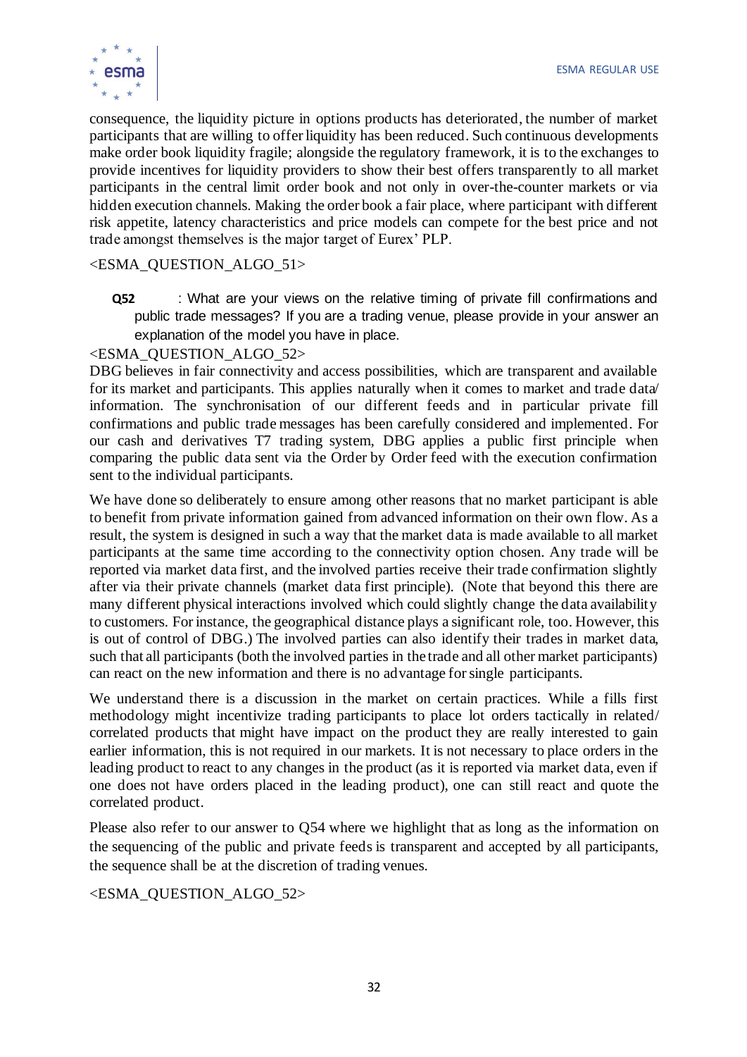consequence, the liquidity picture in options products has deteriorated, the number of market participants that are willing to offer liquidity has been reduced. Such continuous developments make order book liquidity fragile; alongside the regulatory framework, it is to the exchanges to provide incentives for liquidity providers to show their best offers transparently to all market participants in the central limit order book and not only in over-the-counter markets or via hidden execution channels. Making the order book a fair place, where participant with different risk appetite, latency characteristics and price models can compete for the best price and not trade amongst themselves is the major target of Eurex' PLP.

<ESMA_QUESTION_ALGO_51>

**Q52** : What are your views on the relative timing of private fill confirmations and public trade messages? If you are a trading venue, please provide in your answer an explanation of the model you have in place.

<ESMA_QUESTION_ALGO_52>

DBG believes in fair connectivity and access possibilities, which are transparent and available for its market and participants. This applies naturally when it comes to market and trade data/ information. The synchronisation of our different feeds and in particular private fill confirmations and public trade messages has been carefully considered and implemented. For our cash and derivatives T7 trading system, DBG applies a public first principle when comparing the public data sent via the Order by Order feed with the execution confirmation sent to the individual participants.

We have done so deliberately to ensure among other reasons that no market participant is able to benefit from private information gained from advanced information on their own flow. As a result, the system is designed in such a way that the market data is made available to all market participants at the same time according to the connectivity option chosen. Any trade will be reported via market data first, and the involved parties receive their trade confirmation slightly after via their private channels (market data first principle). (Note that beyond this there are many different physical interactions involved which could slightly change the data availability to customers. For instance, the geographical distance plays a significant role, too. However, this is out of control of DBG.) The involved parties can also identify their trades in market data, such that all participants (both the involved parties in the trade and all other market participants) can react on the new information and there is no advantage for single participants.

We understand there is a discussion in the market on certain practices. While a fills first methodology might incentivize trading participants to place lot orders tactically in related/ correlated products that might have impact on the product they are really interested to gain earlier information, this is not required in our markets. It is not necessary to place orders in the leading product to react to any changes in the product (as it is reported via market data, even if one does not have orders placed in the leading product), one can still react and quote the correlated product.

Please also refer to our answer to Q54 where we highlight that as long as the information on the sequencing of the public and private feeds is transparent and accepted by all participants, the sequence shall be at the discretion of trading venues.

<ESMA_QUESTION_ALGO_52>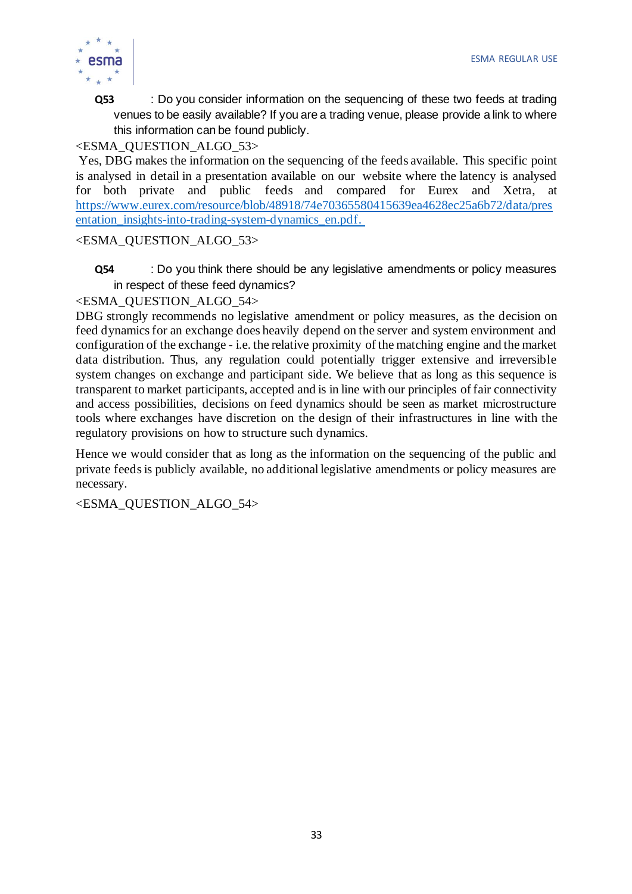**Q53** : Do you consider information on the sequencing of these two feeds at trading venues to be easily available? If you are a trading venue, please provide a link to where this information can be found publicly.

<ESMA_QUESTION_ALGO_53>

Yes, DBG makes the information on the sequencing of the feeds available. This specific point is analysed in detail in a presentation available on our website where the latency is analysed for both private and public feeds and compared for Eurex and Xetra, at https://www.eurex.com/resource/blob/48918/74e70365580415639ea4628ec25a6b72/data/presentation_insights-into-trading-system-dynamics_en.pdf.

<ESMA_QUESTION_ALGO_53>

**Q54** : Do you think there should be any legislative amendments or policy measures in respect of these feed dynamics?

<ESMA_QUESTION_ALGO_54>

DBG strongly recommends no legislative amendment or policy measures, as the decision on feed dynamics for an exchange does heavily depend on the server and system environment and configuration of the exchange - i.e. the relative proximity of the matching engine and the market data distribution. Thus, any regulation could potentially trigger extensive and irreversible system changes on exchange and participant side. We believe that as long as this sequence is transparent to market participants, accepted and is in line with our principles of fair connectivity and access possibilities, decisions on feed dynamics should be seen as market microstructure tools where exchanges have discretion on the design of their infrastructures in line with the regulatory provisions on how to structure such dynamics.

Hence we would consider that as long as the information on the sequencing of the public and private feeds is publicly available, no additional legislative amendments or policy measures are necessary.

<ESMA_QUESTION_ALGO_54>